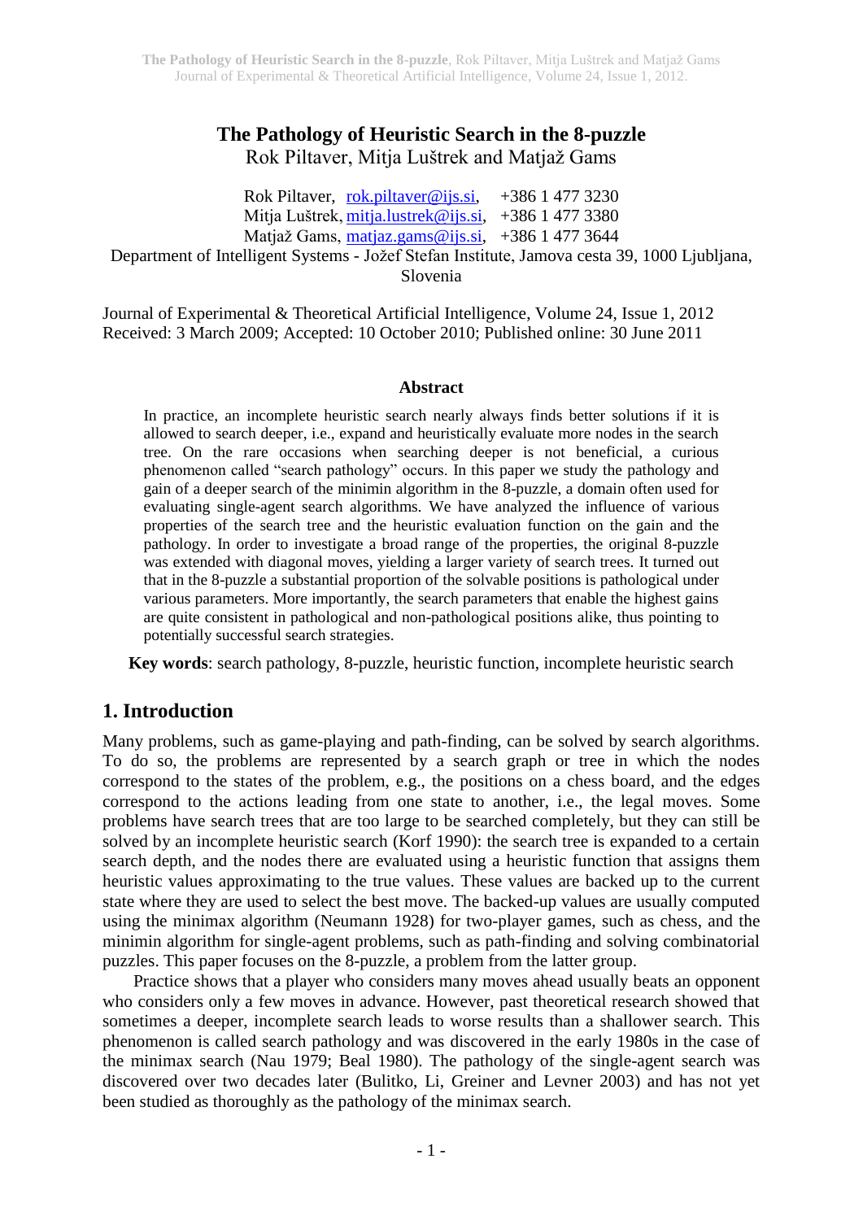# The Pathology of Heuristic Search in the 8-puzzle

Rok Piltaver, Mitja Luštrek and Matjaž Gams

Rok Piltaver, rok.piltaver@ijs.si, +386 1 477 3230
Mitja Luštrek, mitja.lustrek@ijs.si, +386 1 477 3380
Matjaž Gams, matjaz.gams@ijs.si, +386 1 477 3644
Department of Intelligent Systems - Jožef Stefan Institute, Jamova cesta 39, 1000 Ljubljana, Slovenia

Journal of Experimental & Theoretical Artificial Intelligence, Volume 24, Issue 1, 2012
Received: 3 March 2009; Accepted: 10 October 2010; Published online: 30 June 2011

### Abstract

In practice, an incomplete heuristic search nearly always finds better solutions if it is allowed to search deeper, i.e., expand and heuristically evaluate more nodes in the search tree. On the rare occasions when searching deeper is not beneficial, a curious phenomenon called "search pathology" occurs. In this paper we study the pathology and gain of a deeper search of the minimin algorithm in the 8-puzzle, a domain often used for evaluating single-agent search algorithms. We have analyzed the influence of various properties of the search tree and the heuristic evaluation function on the gain and the pathology. In order to investigate a broad range of the properties, the original 8-puzzle was extended with diagonal moves, yielding a larger variety of search trees. It turned out that in the 8-puzzle a substantial proportion of the solvable positions is pathological under various parameters. More importantly, the search parameters that enable the highest gains are quite consistent in pathological and non-pathological positions alike, thus pointing to potentially successful search strategies.

**Key words**: search pathology, 8-puzzle, heuristic function, incomplete heuristic search

## 1. Introduction

Many problems, such as game-playing and path-finding, can be solved by search algorithms. To do so, the problems are represented by a search graph or tree in which the nodes correspond to the states of the problem, e.g., the positions on a chess board, and the edges correspond to the actions leading from one state to another, i.e., the legal moves. Some problems have search trees that are too large to be searched completely, but they can still be solved by an incomplete heuristic search (Korf 1990): the search tree is expanded to a certain search depth, and the nodes there are evaluated using a heuristic function that assigns them heuristic values approximating to the true values. These values are backed up to the current state where they are used to select the best move. The backed-up values are usually computed using the minimax algorithm (Neumann 1928) for two-player games, such as chess, and the minimin algorithm for single-agent problems, such as path-finding and solving combinatorial puzzles. This paper focuses on the 8-puzzle, a problem from the latter group.

Practice shows that a player who considers many moves ahead usually beats an opponent who considers only a few moves in advance. However, past theoretical research showed that sometimes a deeper, incomplete search leads to worse results than a shallower search. This phenomenon is called search pathology and was discovered in the early 1980s in the case of the minimax search (Nau 1979; Beal 1980). The pathology of the single-agent search was discovered over two decades later (Bulitko, Li, Greiner and Levner 2003) and has not yet been studied as thoroughly as the pathology of the minimax search.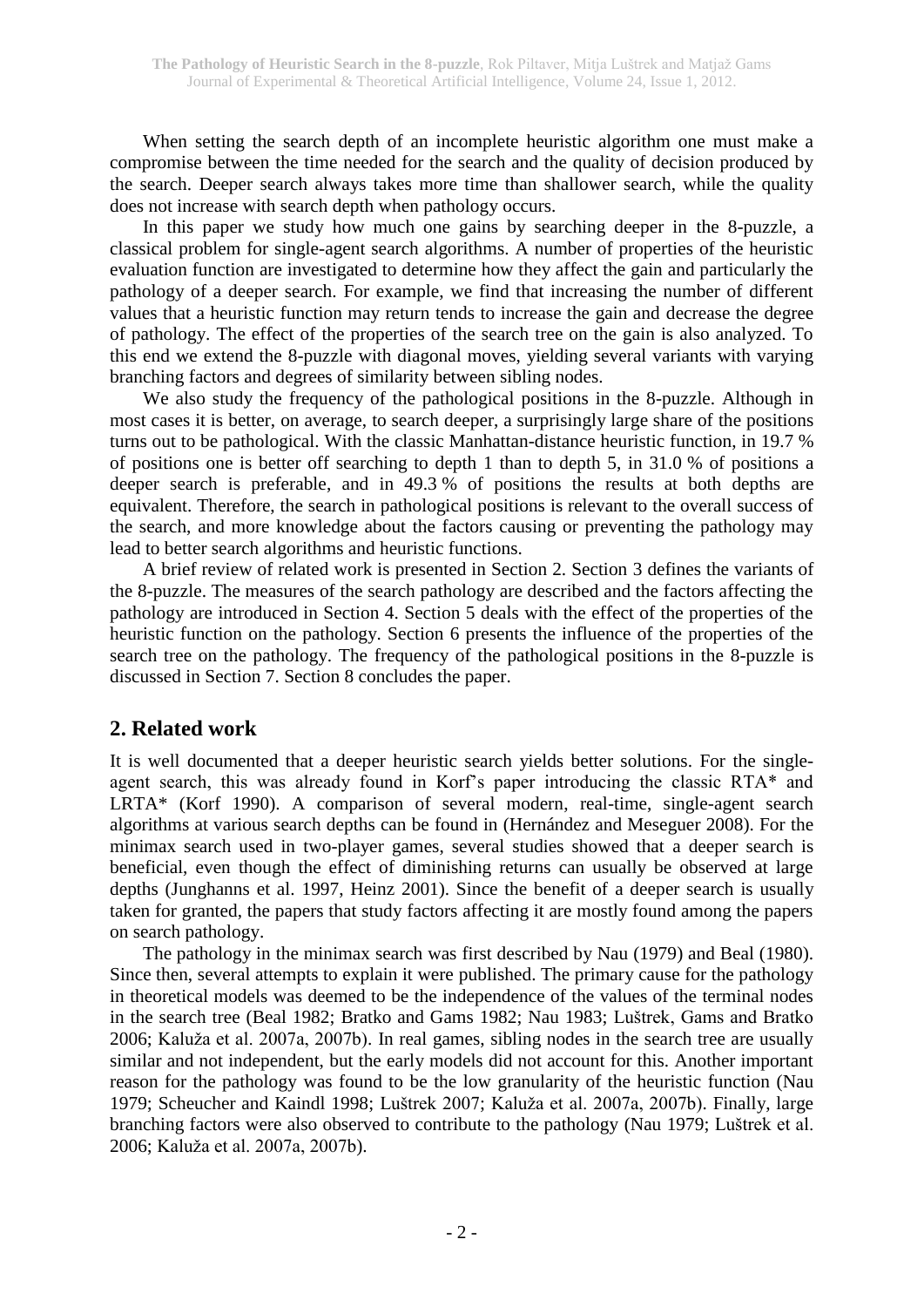When setting the search depth of an incomplete heuristic algorithm one must make a compromise between the time needed for the search and the quality of decision produced by the search. Deeper search always takes more time than shallower search, while the quality does not increase with search depth when pathology occurs.

In this paper we study how much one gains by searching deeper in the 8-puzzle, a classical problem for single-agent search algorithms. A number of properties of the heuristic evaluation function are investigated to determine how they affect the gain and particularly the pathology of a deeper search. For example, we find that increasing the number of different values that a heuristic function may return tends to increase the gain and decrease the degree of pathology. The effect of the properties of the search tree on the gain is also analyzed. To this end we extend the 8-puzzle with diagonal moves, yielding several variants with varying branching factors and degrees of similarity between sibling nodes.

We also study the frequency of the pathological positions in the 8-puzzle. Although in most cases it is better, on average, to search deeper, a surprisingly large share of the positions turns out to be pathological. With the classic Manhattan-distance heuristic function, in 19.7 % of positions one is better off searching to depth 1 than to depth 5, in 31.0 % of positions a deeper search is preferable, and in 49.3 % of positions the results at both depths are equivalent. Therefore, the search in pathological positions is relevant to the overall success of the search, and more knowledge about the factors causing or preventing the pathology may lead to better search algorithms and heuristic functions.

A brief review of related work is presented in Section 2. Section 3 defines the variants of the 8-puzzle. The measures of the search pathology are described and the factors affecting the pathology are introduced in Section 4. Section 5 deals with the effect of the properties of the heuristic function on the pathology. Section 6 presents the influence of the properties of the search tree on the pathology. The frequency of the pathological positions in the 8-puzzle is discussed in Section 7. Section 8 concludes the paper.

## 2. Related work

It is well documented that a deeper heuristic search yields better solutions. For the single-agent search, this was already found in Korf's paper introducing the classic RTA* and LRTA* (Korf 1990). A comparison of several modern, real-time, single-agent search algorithms at various search depths can be found in (Hernández and Meseguer 2008). For the minimax search used in two-player games, several studies showed that a deeper search is beneficial, even though the effect of diminishing returns can usually be observed at large depths (Junghanns et al. 1997, Heinz 2001). Since the benefit of a deeper search is usually taken for granted, the papers that study factors affecting it are mostly found among the papers on search pathology.

The pathology in the minimax search was first described by Nau (1979) and Beal (1980). Since then, several attempts to explain it were published. The primary cause for the pathology in theoretical models was deemed to be the independence of the values of the terminal nodes in the search tree (Beal 1982; Bratko and Gams 1982; Nau 1983; Luštrek, Gams and Bratko 2006; Kaluža et al. 2007a, 2007b). In real games, sibling nodes in the search tree are usually similar and not independent, but the early models did not account for this. Another important reason for the pathology was found to be the low granularity of the heuristic function (Nau 1979; Scheucher and Kaindl 1998; Luštrek 2007; Kaluža et al. 2007a, 2007b). Finally, large branching factors were also observed to contribute to the pathology (Nau 1979; Luštrek et al. 2006; Kaluža et al. 2007a, 2007b).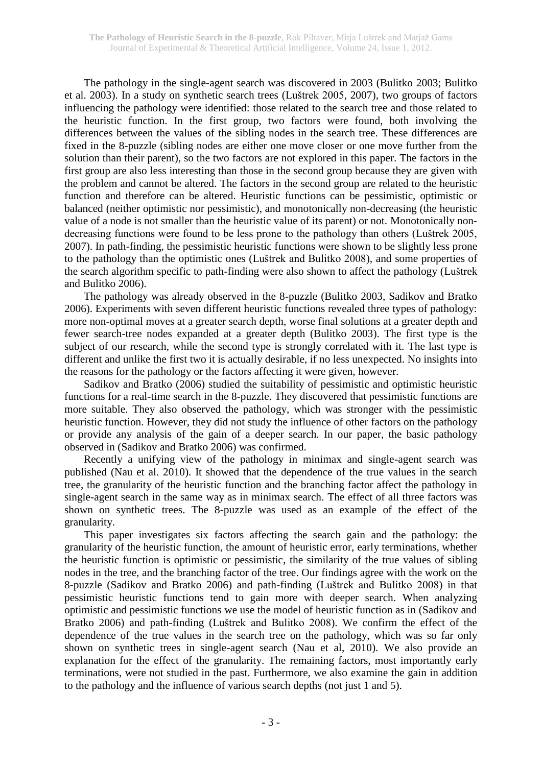The pathology in the single-agent search was discovered in 2003 (Bulitko 2003; Bulitko et al. 2003). In a study on synthetic search trees (Luštrek 2005, 2007), two groups of factors influencing the pathology were identified: those related to the search tree and those related to the heuristic function. In the first group, two factors were found, both involving the differences between the values of the sibling nodes in the search tree. These differences are fixed in the 8-puzzle (sibling nodes are either one move closer or one move further from the solution than their parent), so the two factors are not explored in this paper. The factors in the first group are also less interesting than those in the second group because they are given with the problem and cannot be altered. The factors in the second group are related to the heuristic function and therefore can be altered. Heuristic functions can be pessimistic, optimistic or balanced (neither optimistic nor pessimistic), and monotonically non-decreasing (the heuristic value of a node is not smaller than the heuristic value of its parent) or not. Monotonically non-decreasing functions were found to be less prone to the pathology than others (Luštrek 2005, 2007). In path-finding, the pessimistic heuristic functions were shown to be slightly less prone to the pathology than the optimistic ones (Luštrek and Bulitko 2008), and some properties of the search algorithm specific to path-finding were also shown to affect the pathology (Luštrek and Bulitko 2006).

The pathology was already observed in the 8-puzzle (Bulitko 2003, Sadikov and Bratko 2006). Experiments with seven different heuristic functions revealed three types of pathology: more non-optimal moves at a greater search depth, worse final solutions at a greater depth and fewer search-tree nodes expanded at a greater depth (Bulitko 2003). The first type is the subject of our research, while the second type is strongly correlated with it. The last type is different and unlike the first two it is actually desirable, if no less unexpected. No insights into the reasons for the pathology or the factors affecting it were given, however.

Sadikov and Bratko (2006) studied the suitability of pessimistic and optimistic heuristic functions for a real-time search in the 8-puzzle. They discovered that pessimistic functions are more suitable. They also observed the pathology, which was stronger with the pessimistic heuristic function. However, they did not study the influence of other factors on the pathology or provide any analysis of the gain of a deeper search. In our paper, the basic pathology observed in (Sadikov and Bratko 2006) was confirmed.

Recently a unifying view of the pathology in minimax and single-agent search was published (Nau et al. 2010). It showed that the dependence of the true values in the search tree, the granularity of the heuristic function and the branching factor affect the pathology in single-agent search in the same way as in minimax search. The effect of all three factors was shown on synthetic trees. The 8-puzzle was used as an example of the effect of the granularity.

This paper investigates six factors affecting the search gain and the pathology: the granularity of the heuristic function, the amount of heuristic error, early terminations, whether the heuristic function is optimistic or pessimistic, the similarity of the true values of sibling nodes in the tree, and the branching factor of the tree. Our findings agree with the work on the 8-puzzle (Sadikov and Bratko 2006) and path-finding (Luštrek and Bulitko 2008) in that pessimistic heuristic functions tend to gain more with deeper search. When analyzing optimistic and pessimistic functions we use the model of heuristic function as in (Sadikov and Bratko 2006) and path-finding (Luštrek and Bulitko 2008). We confirm the effect of the dependence of the true values in the search tree on the pathology, which was so far only shown on synthetic trees in single-agent search (Nau et al, 2010). We also provide an explanation for the effect of the granularity. The remaining factors, most importantly early terminations, were not studied in the past. Furthermore, we also examine the gain in addition to the pathology and the influence of various search depths (not just 1 and 5).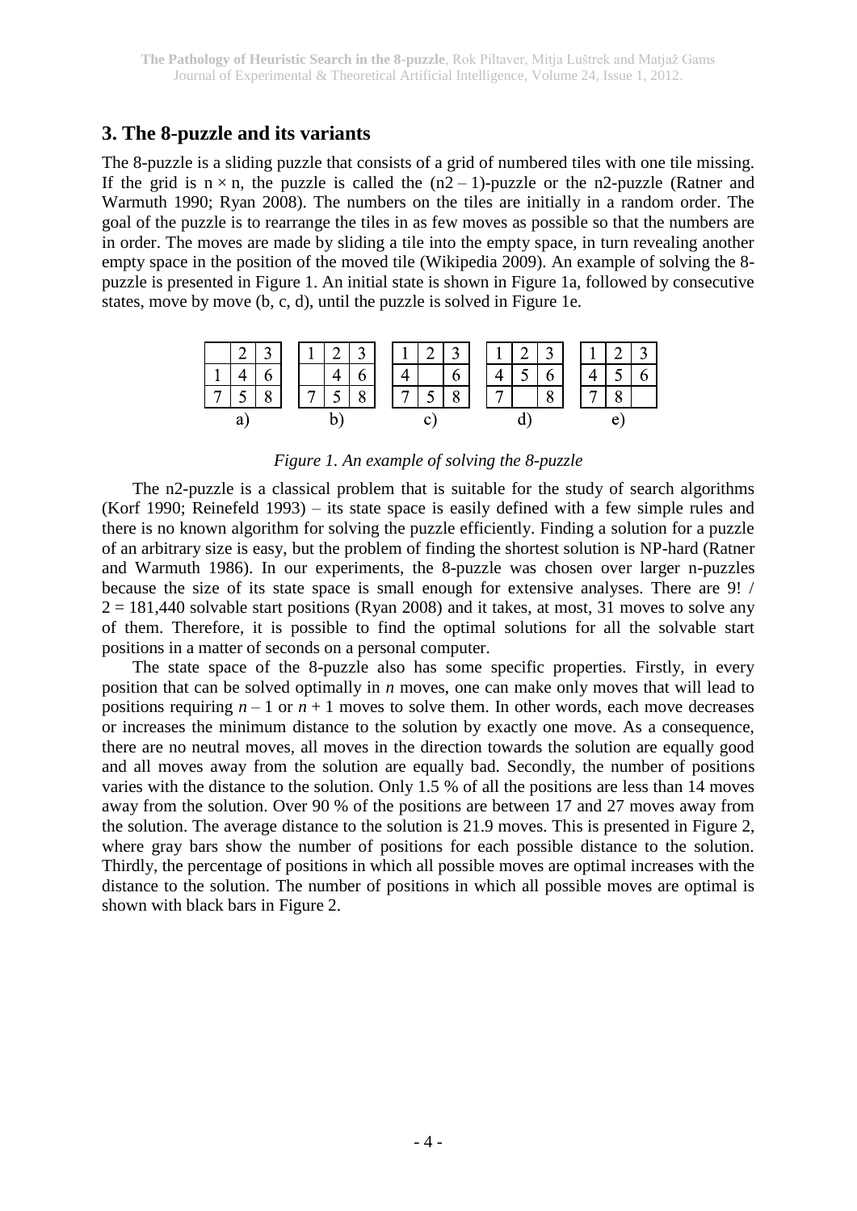## 3. The 8-puzzle and its variants

The 8-puzzle is a sliding puzzle that consists of a grid of numbered tiles with one tile missing. If the grid is $n \times n$, the puzzle is called the (n2 – 1)-puzzle or the n2-puzzle (Ratner and Warmuth 1990; Ryan 2008). The numbers on the tiles are initially in a random order. The goal of the puzzle is to rearrange the tiles in as few moves as possible so that the numbers are in order. The moves are made by sliding a tile into the empty space, in turn revealing another empty space in the position of the moved tile (Wikipedia 2009). An example of solving the 8-puzzle is presented in Figure 1. An initial state is shown in Figure 1a, followed by consecutive states, move by move (b, c, d), until the puzzle is solved in Figure 1e.

a)

| | | |
|---|---|---|
|   | 2 | 3 |
| 1 | 4 | 6 |
| 7 | 5 | 8 |

b)

| | | |
|---|---|---|
| 1 | 2 | 3 |
|   | 4 | 6 |
| 7 | 5 | 8 |

c)

| | | |
|---|---|---|
| 1 | 2 | 3 |
| 4 |   | 6 |
| 7 | 5 | 8 |

d)

| | | |
|---|---|---|
| 1 | 2 | 3 |
| 4 | 5 | 6 |
| 7 |   | 8 |

e)

| | | |
|---|---|---|
| 1 | 2 | 3 |
| 4 | 5 | 6 |
| 7 | 8 |   |

*Figure 1. An example of solving the 8-puzzle*

The n2-puzzle is a classical problem that is suitable for the study of search algorithms (Korf 1990; Reinefeld 1993) – its state space is easily defined with a few simple rules and there is no known algorithm for solving the puzzle efficiently. Finding a solution for a puzzle of an arbitrary size is easy, but the problem of finding the shortest solution is NP-hard (Ratner and Warmuth 1986). In our experiments, the 8-puzzle was chosen over larger n-puzzles because the size of its state space is small enough for extensive analyses. There are 9! / 2 = 181,440 solvable start positions (Ryan 2008) and it takes, at most, 31 moves to solve any of them. Therefore, it is possible to find the optimal solutions for all the solvable start positions in a matter of seconds on a personal computer.

The state space of the 8-puzzle also has some specific properties. Firstly, in every position that can be solved optimally in $n$ moves, one can make only moves that will lead to positions requiring $n - 1$ or $n + 1$ moves to solve them. In other words, each move decreases or increases the minimum distance to the solution by exactly one move. As a consequence, there are no neutral moves, all moves in the direction towards the solution are equally good and all moves away from the solution are equally bad. Secondly, the number of positions varies with the distance to the solution. Only 1.5 % of all the positions are less than 14 moves away from the solution. Over 90 % of the positions are between 17 and 27 moves away from the solution. The average distance to the solution is 21.9 moves. This is presented in Figure 2, where gray bars show the number of positions for each possible distance to the solution. Thirdly, the percentage of positions in which all possible moves are optimal increases with the distance to the solution. The number of positions in which all possible moves are optimal is shown with black bars in Figure 2.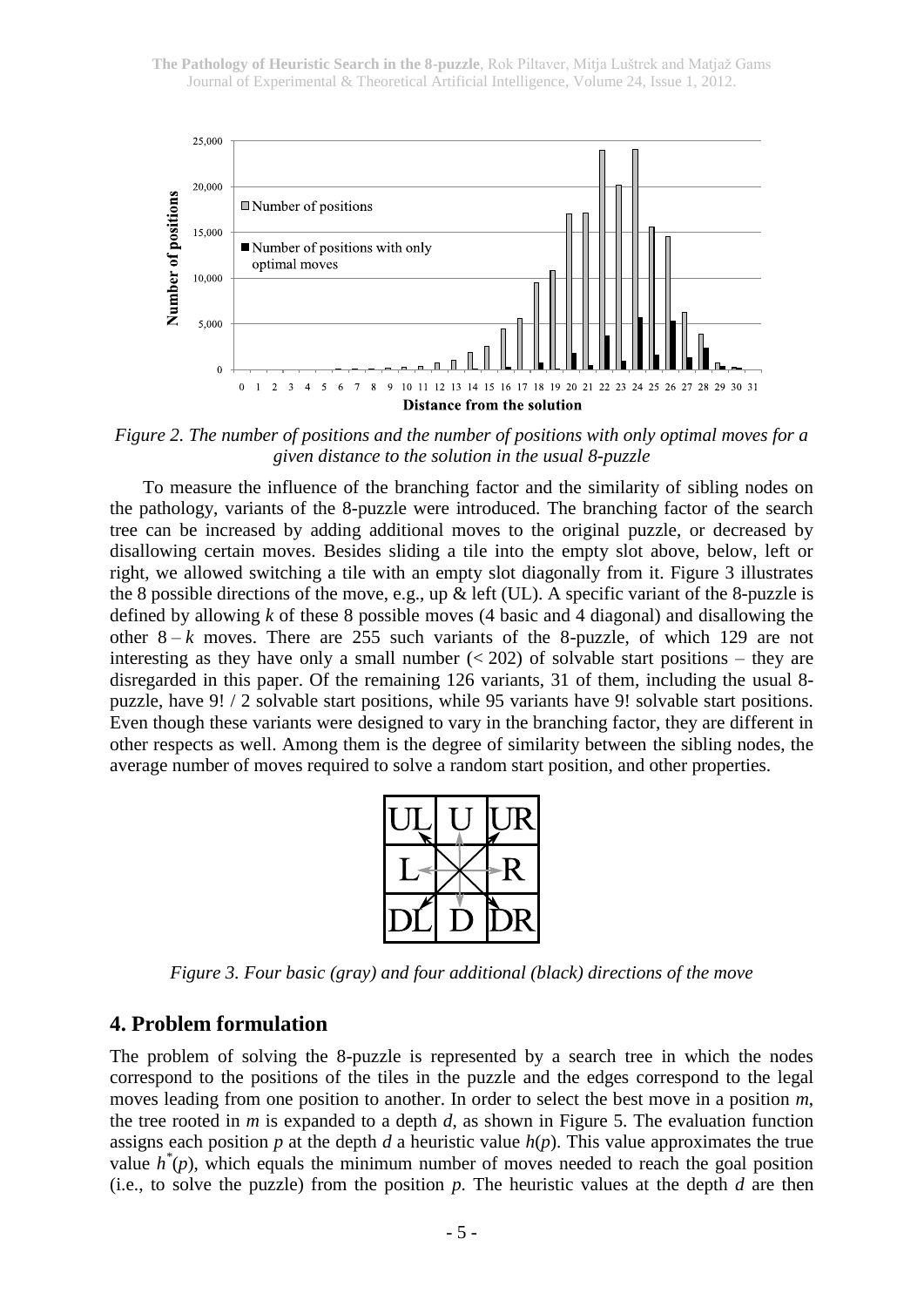*Figure 2. The number of positions and the number of positions with only optimal moves for a given distance to the solution in the usual 8-puzzle*

To measure the influence of the branching factor and the similarity of sibling nodes on the pathology, variants of the 8-puzzle were introduced. The branching factor of the search tree can be increased by adding additional moves to the original puzzle, or decreased by disallowing certain moves. Besides sliding a tile into the empty slot above, below, left or right, we allowed switching a tile with an empty slot diagonally from it. Figure 3 illustrates the 8 possible directions of the move, e.g., up & left (UL). A specific variant of the 8-puzzle is defined by allowing $k$ of these 8 possible moves (4 basic and 4 diagonal) and disallowing the other $8 - k$ moves. There are 255 such variants of the 8-puzzle, of which 129 are not interesting as they have only a small number ($< 202$) of solvable start positions – they are disregarded in this paper. Of the remaining 126 variants, 31 of them, including the usual 8-puzzle, have 9! / 2 solvable start positions, while 95 variants have 9! solvable start positions. Even though these variants were designed to vary in the branching factor, they are different in other respects as well. Among them is the degree of similarity between the sibling nodes, the average number of moves required to solve a random start position, and other properties.

*Figure 3. Four basic (gray) and four additional (black) directions of the move*

## 4. Problem formulation

The problem of solving the 8-puzzle is represented by a search tree in which the nodes correspond to the positions of the tiles in the puzzle and the edges correspond to the legal moves leading from one position to another. In order to select the best move in a position $m$, the tree rooted in $m$ is expanded to a depth $d$, as shown in Figure 5. The evaluation function assigns each position $p$ at the depth $d$ a heuristic value $h(p)$. This value approximates the true value $h^*(p)$, which equals the minimum number of moves needed to reach the goal position (i.e., to solve the puzzle) from the position $p$. The heuristic values at the depth $d$ are then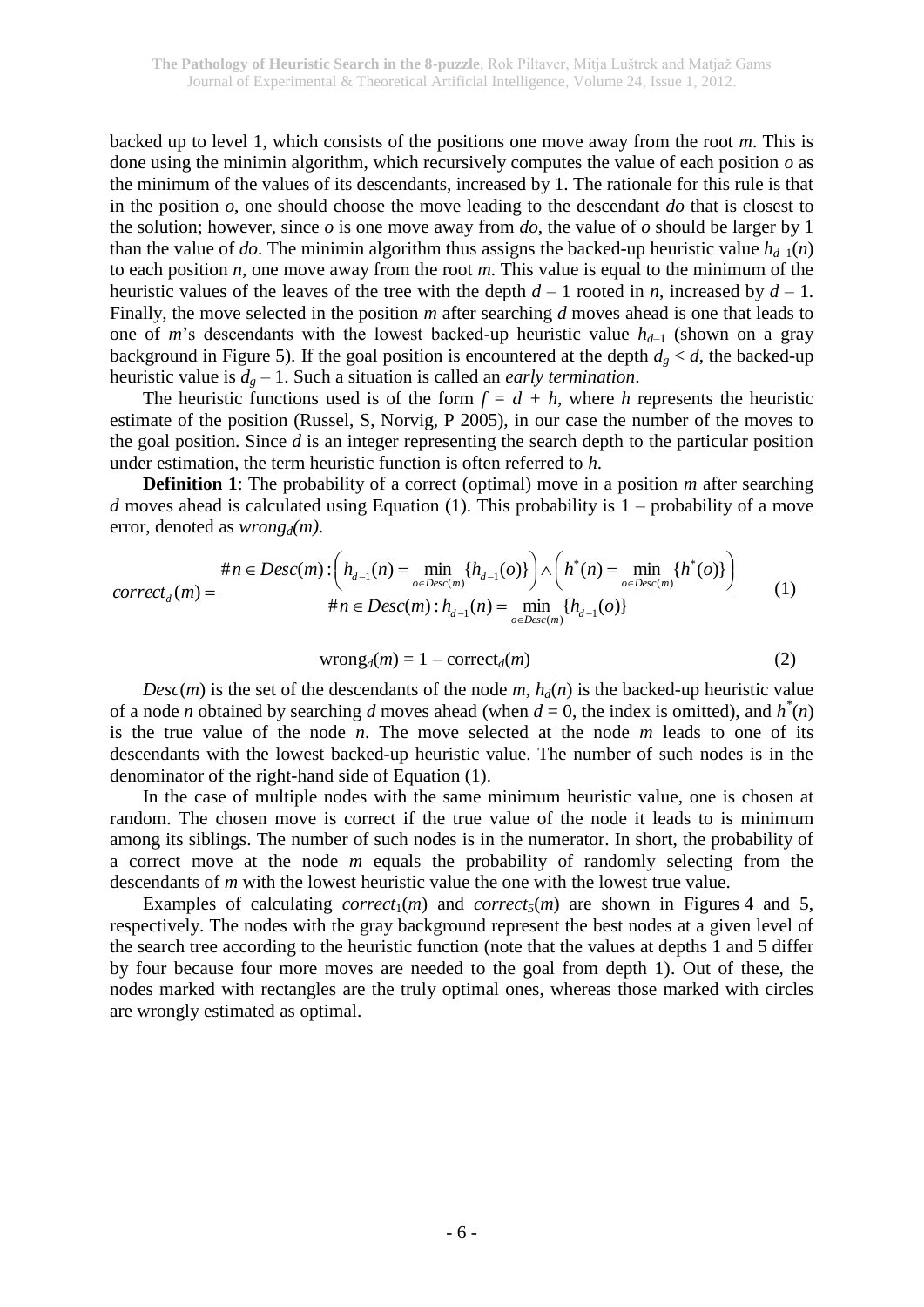backed up to level 1, which consists of the positions one move away from the root *m*. This is done using the minimin algorithm, which recursively computes the value of each position *o* as the minimum of the values of its descendants, increased by 1. The rationale for this rule is that in the position *o*, one should choose the move leading to the descendant *do* that is closest to the solution; however, since *o* is one move away from *do*, the value of *o* should be larger by 1 than the value of *do*. The minimin algorithm thus assigns the backed-up heuristic value $h_{d-1}(n)$ to each position *n*, one move away from the root *m*. This value is equal to the minimum of the heuristic values of the leaves of the tree with the depth $d - 1$ rooted in *n*, increased by $d - 1$. Finally, the move selected in the position *m* after searching *d* moves ahead is one that leads to one of *m*'s descendants with the lowest backed-up heuristic value $h_{d-1}$ (shown on a gray background in Figure 5). If the goal position is encountered at the depth $d_g < d$, the backed-up heuristic value is $d_g - 1$. Such a situation is called an *early termination*.

The heuristic functions used is of the form $f = d + h$, where *h* represents the heuristic estimate of the position (Russel, S, Norvig, P 2005), in our case the number of the moves to the goal position. Since *d* is an integer representing the search depth to the particular position under estimation, the term heuristic function is often referred to *h*.

**Definition 1**: The probability of a correct (optimal) move in a position *m* after searching *d* moves ahead is calculated using Equation (1). This probability is 1 – probability of a move error, denoted as $wrong_d(m)$.

$$correct_d(m) = \frac{\# n \in Desc(m) : \left( h_{d-1}(n) = \min_{o \in Desc(m)} \{h_{d-1}(o)\} \right) \wedge \left( h^*(n) = \min_{o \in Desc(m)} \{h^*(o)\} \right)}{\# n \in Desc(m) : h_{d-1}(n) = \min_{o \in Desc(m)} \{h_{d-1}(o)\}} \qquad (1)$$

$$\text{wrong}_d(m) = 1 - \text{correct}_d(m) \qquad (2)$$

$Desc(m)$ is the set of the descendants of the node *m*, $h_d(n)$ is the backed-up heuristic value of a node *n* obtained by searching *d* moves ahead (when $d = 0$, the index is omitted), and $h^*(n)$ is the true value of the node *n*. The move selected at the node *m* leads to one of its descendants with the lowest backed-up heuristic value. The number of such nodes is in the denominator of the right-hand side of Equation (1).

In the case of multiple nodes with the same minimum heuristic value, one is chosen at random. The chosen move is correct if the true value of the node it leads to is minimum among its siblings. The number of such nodes is in the numerator. In short, the probability of a correct move at the node *m* equals the probability of randomly selecting from the descendants of *m* with the lowest heuristic value the one with the lowest true value.

Examples of calculating $correct_1(m)$ and $correct_5(m)$ are shown in Figures 4 and 5, respectively. The nodes with the gray background represent the best nodes at a given level of the search tree according to the heuristic function (note that the values at depths 1 and 5 differ by four because four more moves are needed to the goal from depth 1). Out of these, the nodes marked with rectangles are the truly optimal ones, whereas those marked with circles are wrongly estimated as optimal.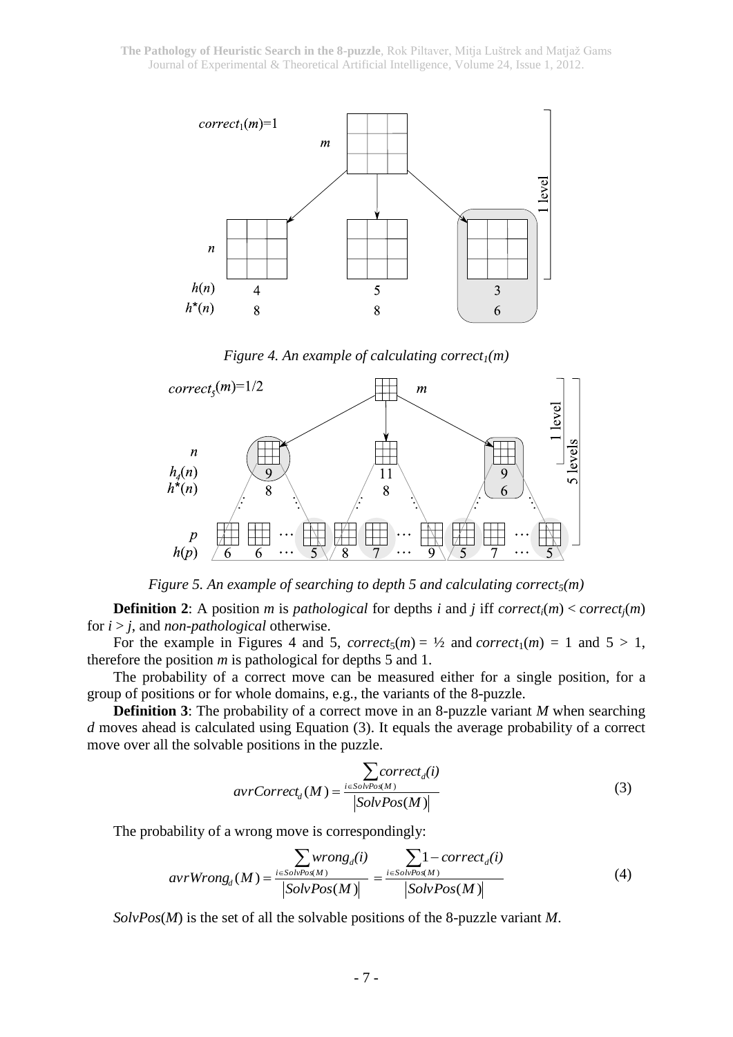*Figure 4. An example of calculating $correct_1(m)$*

*Figure 5. An example of searching to depth 5 and calculating $correct_5(m)$*

**Definition 2**: A position *m* is *pathological* for depths *i* and *j* iff $correct_i(m) < correct_j(m)$ for $i > j$, and *non-pathological* otherwise.

For the example in Figures 4 and 5, $correct_5(m) = ½$ and $correct_1(m) = 1$ and $5 > 1$, therefore the position *m* is pathological for depths 5 and 1.

The probability of a correct move can be measured either for a single position, for a group of positions or for whole domains, e.g., the variants of the 8-puzzle.

**Definition 3**: The probability of a correct move in an 8-puzzle variant *M* when searching *d* moves ahead is calculated using Equation (3). It equals the average probability of a correct move over all the solvable positions in the puzzle.

$$avrCorrect_d(M) = \frac{\sum_{i \in SolvPos(M)} correct_d(i)}{|SolvPos(M)|} \tag{3}$$

The probability of a wrong move is correspondingly:

$$avrWrong_d(M) = \frac{\sum_{i \in SolvPos(M)} wrong_d(i)}{|SolvPos(M)|} = \frac{\sum_{i \in SolvPos(M)} 1 - correct_d(i)}{|SolvPos(M)|} \tag{4}$$

*SolvPos*(*M*) is the set of all the solvable positions of the 8-puzzle variant *M*.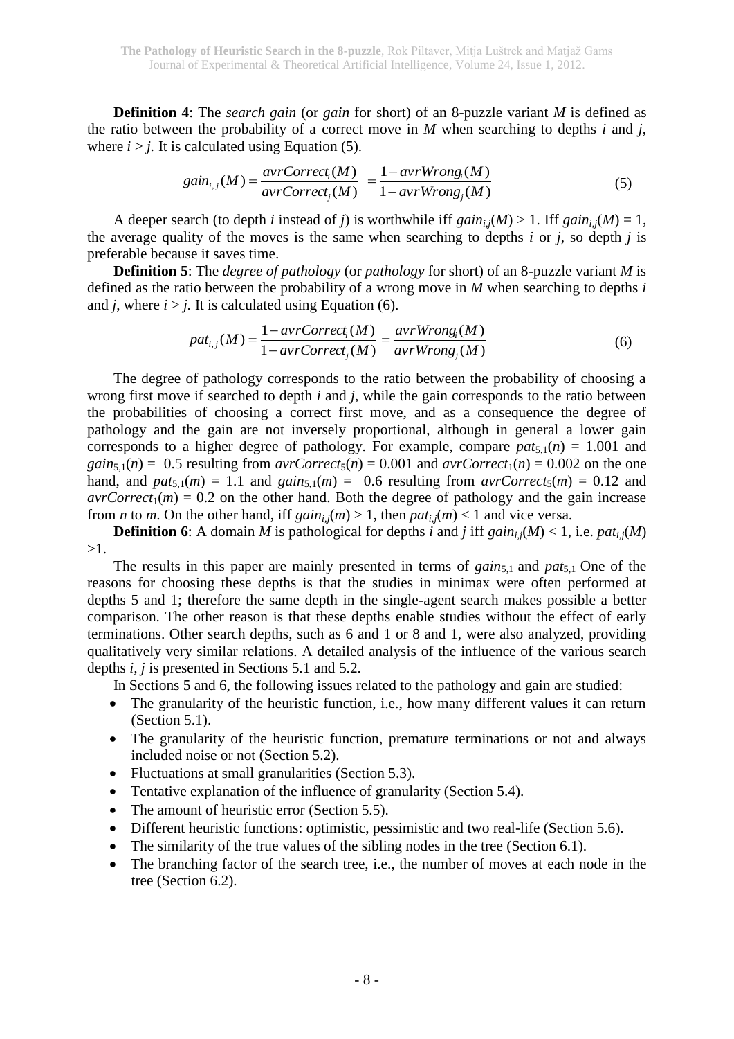**Definition 4**: The *search gain* (or *gain* for short) of an 8-puzzle variant *M* is defined as the ratio between the probability of a correct move in *M* when searching to depths *i* and *j*, where $i > j$. It is calculated using Equation (5).

$$gain_{i,j}(M) = \frac{avrCorrect_i(M)}{avrCorrect_j(M)} = \frac{1 - avrWrong_i(M)}{1 - avrWrong_j(M)} \tag{5}$$

A deeper search (to depth *i* instead of *j*) is worthwhile iff $gain_{i,j}(M) > 1$. Iff $gain_{i,j}(M) = 1$, the average quality of the moves is the same when searching to depths *i* or *j*, so depth *j* is preferable because it saves time.

**Definition 5**: The *degree of pathology* (or *pathology* for short) of an 8-puzzle variant *M* is defined as the ratio between the probability of a wrong move in *M* when searching to depths *i* and *j*, where $i > j$. It is calculated using Equation (6).

$$pat_{i,j}(M) = \frac{1 - avrCorrect_i(M)}{1 - avrCorrect_j(M)} = \frac{avrWrong_i(M)}{avrWrong_j(M)} \tag{6}$$

The degree of pathology corresponds to the ratio between the probability of choosing a wrong first move if searched to depth *i* and *j*, while the gain corresponds to the ratio between the probabilities of choosing a correct first move, and as a consequence the degree of pathology and the gain are not inversely proportional, although in general a lower gain corresponds to a higher degree of pathology. For example, compare $pat_{5,1}(n) = 1.001$ and $gain_{5,1}(n) = 0.5$ resulting from $avrCorrect_5(n) = 0.001$ and $avrCorrect_1(n) = 0.002$ on the one hand, and $pat_{5,1}(m) = 1.1$ and $gain_{5,1}(m) = 0.6$ resulting from $avrCorrect_5(m) = 0.12$ and $avrCorrect_1(m) = 0.2$ on the other hand. Both the degree of pathology and the gain increase from *n* to *m*. On the other hand, iff $gain_{i,j}(m) > 1$, then $pat_{i,j}(m) < 1$ and vice versa.

**Definition 6**: A domain *M* is pathological for depths *i* and *j* iff $gain_{i,j}(M) < 1$, i.e. $pat_{i,j}(M) > 1$.

The results in this paper are mainly presented in terms of $gain_{5,1}$ and $pat_{5,1}$ One of the reasons for choosing these depths is that the studies in minimax were often performed at depths 5 and 1; therefore the same depth in the single-agent search makes possible a better comparison. The other reason is that these depths enable studies without the effect of early terminations. Other search depths, such as 6 and 1 or 8 and 1, were also analyzed, providing qualitatively very similar relations. A detailed analysis of the influence of the various search depths *i*, *j* is presented in Sections 5.1 and 5.2.

In Sections 5 and 6, the following issues related to the pathology and gain are studied:

- The granularity of the heuristic function, i.e., how many different values it can return (Section 5.1).
- The granularity of the heuristic function, premature terminations or not and always included noise or not (Section 5.2).
- Fluctuations at small granularities (Section 5.3).
- Tentative explanation of the influence of granularity (Section 5.4).
- The amount of heuristic error (Section 5.5).
- Different heuristic functions: optimistic, pessimistic and two real-life (Section 5.6).
- The similarity of the true values of the sibling nodes in the tree (Section 6.1).
- The branching factor of the search tree, i.e., the number of moves at each node in the tree (Section 6.2).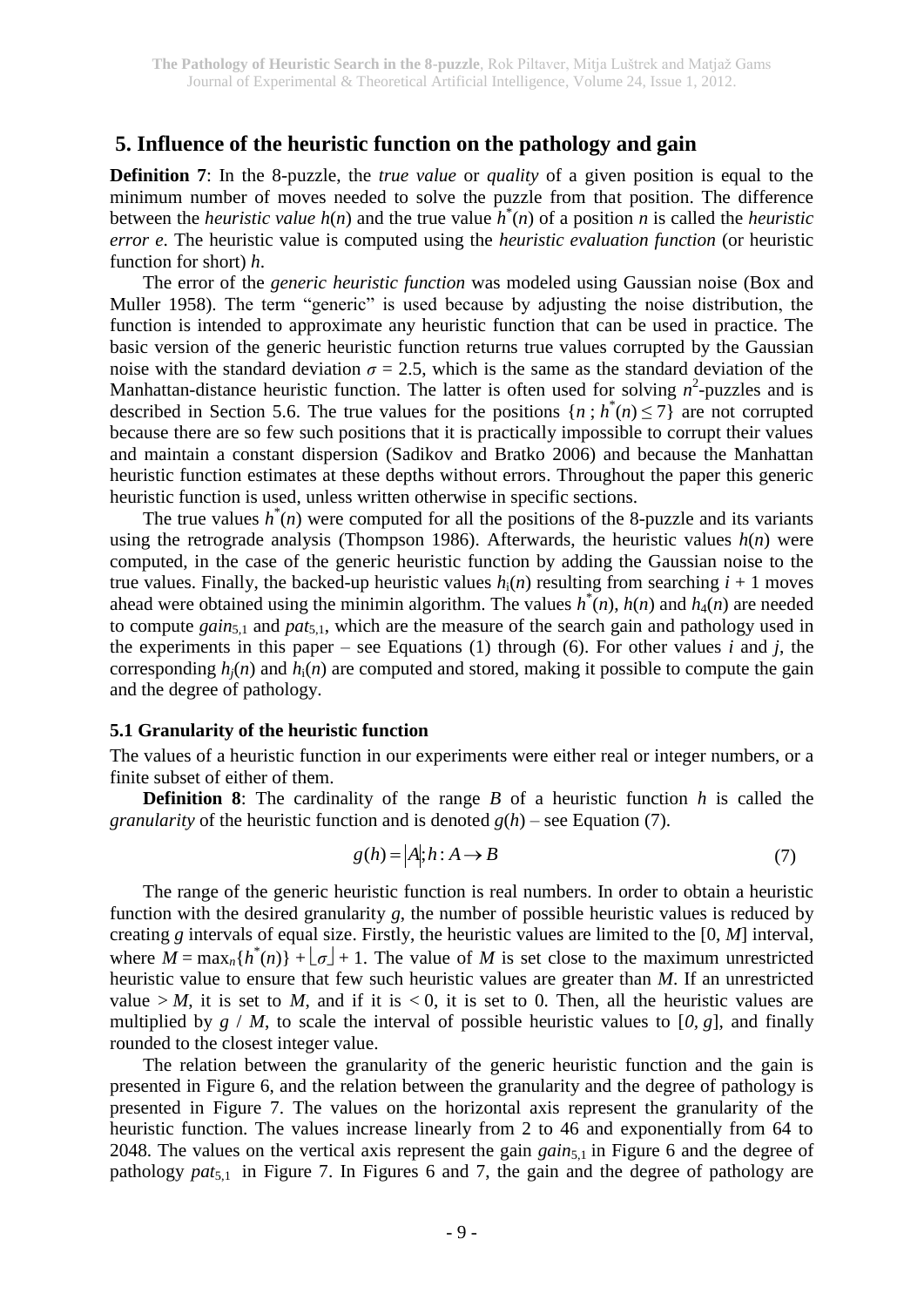## 5. Influence of the heuristic function on the pathology and gain

**Definition 7**: In the 8-puzzle, the *true value* or *quality* of a given position is equal to the minimum number of moves needed to solve the puzzle from that position. The difference between the *heuristic value* $h(n)$ and the true value $h^*(n)$ of a position $n$ is called the *heuristic error e*. The heuristic value is computed using the *heuristic evaluation function* (or heuristic function for short) $h$.

The error of the *generic heuristic function* was modeled using Gaussian noise (Box and Muller 1958). The term "generic" is used because by adjusting the noise distribution, the function is intended to approximate any heuristic function that can be used in practice. The basic version of the generic heuristic function returns true values corrupted by the Gaussian noise with the standard deviation $\sigma = 2.5$, which is the same as the standard deviation of the Manhattan-distance heuristic function. The latter is often used for solving $n^2$-puzzles and is described in Section 5.6. The true values for the positions $\{n\,;\, h^*(n) \leq 7\}$ are not corrupted because there are so few such positions that it is practically impossible to corrupt their values and maintain a constant dispersion (Sadikov and Bratko 2006) and because the Manhattan heuristic function estimates at these depths without errors. Throughout the paper this generic heuristic function is used, unless written otherwise in specific sections.

The true values $h^*(n)$ were computed for all the positions of the 8-puzzle and its variants using the retrograde analysis (Thompson 1986). Afterwards, the heuristic values $h(n)$ were computed, in the case of the generic heuristic function by adding the Gaussian noise to the true values. Finally, the backed-up heuristic values $h_i(n)$ resulting from searching $i + 1$ moves ahead were obtained using the minimin algorithm. The values $h^*(n)$, $h(n)$ and $h_4(n)$ are needed to compute $gain_{5,1}$ and $pat_{5,1}$, which are the measure of the search gain and pathology used in the experiments in this paper – see Equations (1) through (6). For other values $i$ and $j$, the corresponding $h_j(n)$ and $h_i(n)$ are computed and stored, making it possible to compute the gain and the degree of pathology.

### 5.1 Granularity of the heuristic function

The values of a heuristic function in our experiments were either real or integer numbers, or a finite subset of either of them.

**Definition 8**: The cardinality of the range $B$ of a heuristic function $h$ is called the *granularity* of the heuristic function and is denoted $g(h)$ – see Equation (7).

$$g(h) = |A|; h : A \to B \tag{7}$$

The range of the generic heuristic function is real numbers. In order to obtain a heuristic function with the desired granularity $g$, the number of possible heuristic values is reduced by creating $g$ intervals of equal size. Firstly, the heuristic values are limited to the $[0, M]$ interval, where $M = \max_n\{h^*(n)\} + \lfloor \sigma \rfloor + 1$. The value of $M$ is set close to the maximum unrestricted heuristic value to ensure that few such heuristic values are greater than $M$. If an unrestricted value $> M$, it is set to $M$, and if it is $< 0$, it is set to 0. Then, all the heuristic values are multiplied by $g$ / $M$, to scale the interval of possible heuristic values to $[0, g]$, and finally rounded to the closest integer value.

The relation between the granularity of the generic heuristic function and the gain is presented in Figure 6, and the relation between the granularity and the degree of pathology is presented in Figure 7. The values on the horizontal axis represent the granularity of the heuristic function. The values increase linearly from 2 to 46 and exponentially from 64 to 2048. The values on the vertical axis represent the gain $gain_{5,1}$ in Figure 6 and the degree of pathology $pat_{5,1}$ in Figure 7. In Figures 6 and 7, the gain and the degree of pathology are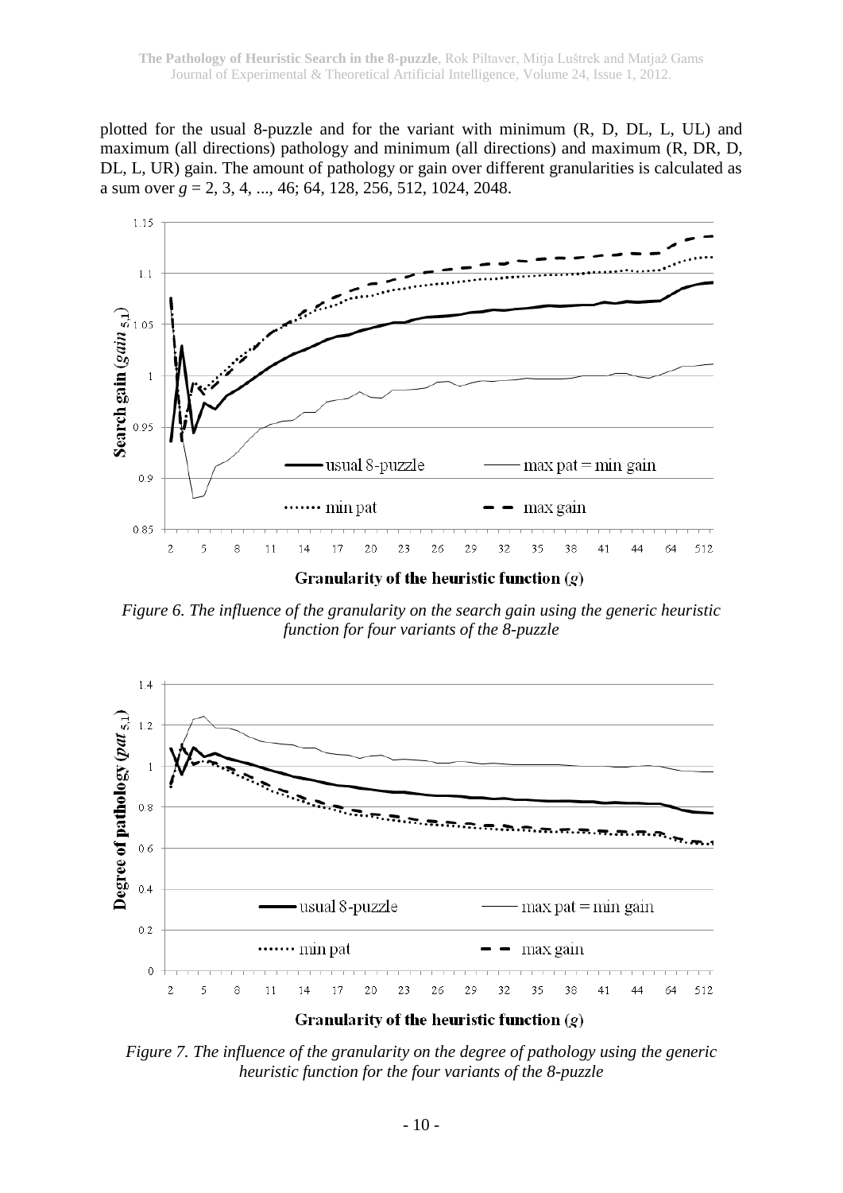plotted for the usual 8-puzzle and for the variant with minimum (R, D, DL, L, UL) and maximum (all directions) pathology and minimum (all directions) and maximum (R, DR, D, DL, L, UR) gain. The amount of pathology or gain over different granularities is calculated as a sum over $g$ = 2, 3, 4, ..., 46; 64, 128, 256, 512, 1024, 2048.

*Figure 6. The influence of the granularity on the search gain using the generic heuristic function for four variants of the 8-puzzle*

*Figure 7. The influence of the granularity on the degree of pathology using the generic heuristic function for the four variants of the 8-puzzle*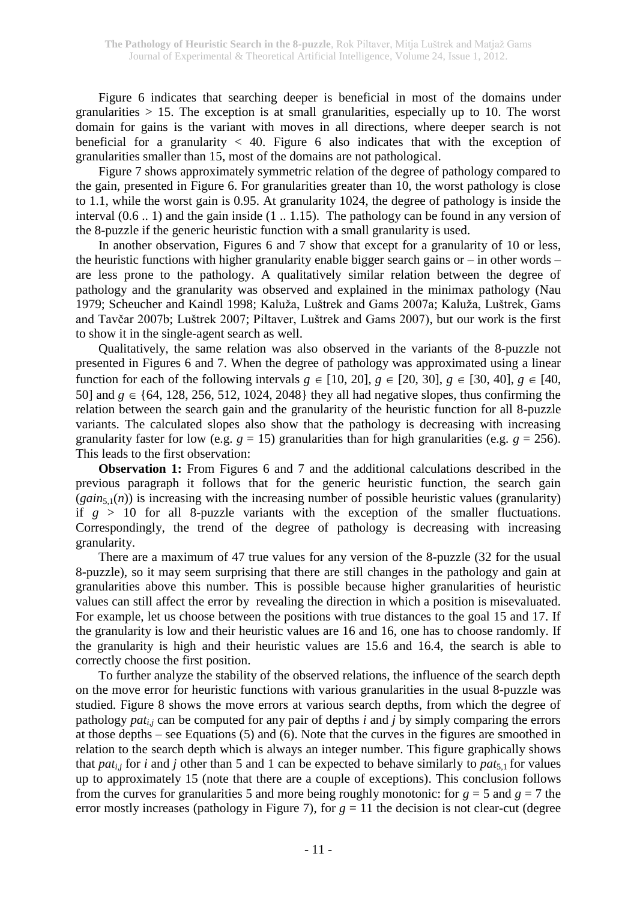Figure 6 indicates that searching deeper is beneficial in most of the domains under granularities > 15. The exception is at small granularities, especially up to 10. The worst domain for gains is the variant with moves in all directions, where deeper search is not beneficial for a granularity < 40. Figure 6 also indicates that with the exception of granularities smaller than 15, most of the domains are not pathological.

Figure 7 shows approximately symmetric relation of the degree of pathology compared to the gain, presented in Figure 6. For granularities greater than 10, the worst pathology is close to 1.1, while the worst gain is 0.95. At granularity 1024, the degree of pathology is inside the interval (0.6 .. 1) and the gain inside (1 .. 1.15). The pathology can be found in any version of the 8-puzzle if the generic heuristic function with a small granularity is used.

In another observation, Figures 6 and 7 show that except for a granularity of 10 or less, the heuristic functions with higher granularity enable bigger search gains or – in other words – are less prone to the pathology. A qualitatively similar relation between the degree of pathology and the granularity was observed and explained in the minimax pathology (Nau 1979; Scheucher and Kaindl 1998; Kaluža, Luštrek and Gams 2007a; Kaluža, Luštrek, Gams and Tavčar 2007b; Luštrek 2007; Piltaver, Luštrek and Gams 2007), but our work is the first to show it in the single-agent search as well.

Qualitatively, the same relation was also observed in the variants of the 8-puzzle not presented in Figures 6 and 7. When the degree of pathology was approximated using a linear function for each of the following intervals $g \in [10, 20]$, $g \in [20, 30]$, $g \in [30, 40]$, $g \in [40, 50]$ and $g \in \{64, 128, 256, 512, 1024, 2048\}$ they all had negative slopes, thus confirming the relation between the search gain and the granularity of the heuristic function for all 8-puzzle variants. The calculated slopes also show that the pathology is decreasing with increasing granularity faster for low (e.g. $g = 15$) granularities than for high granularities (e.g. $g = 256$). This leads to the first observation:

**Observation 1:** From Figures 6 and 7 and the additional calculations described in the previous paragraph it follows that for the generic heuristic function, the search gain ($gain_{5,1}(n)$) is increasing with the increasing number of possible heuristic values (granularity) if $g > 10$ for all 8-puzzle variants with the exception of the smaller fluctuations. Correspondingly, the trend of the degree of pathology is decreasing with increasing granularity.

There are a maximum of 47 true values for any version of the 8-puzzle (32 for the usual 8-puzzle), so it may seem surprising that there are still changes in the pathology and gain at granularities above this number. This is possible because higher granularities of heuristic values can still affect the error by revealing the direction in which a position is misevaluated. For example, let us choose between the positions with true distances to the goal 15 and 17. If the granularity is low and their heuristic values are 16 and 16, one has to choose randomly. If the granularity is high and their heuristic values are 15.6 and 16.4, the search is able to correctly choose the first position.

To further analyze the stability of the observed relations, the influence of the search depth on the move error for heuristic functions with various granularities in the usual 8-puzzle was studied. Figure 8 shows the move errors at various search depths, from which the degree of pathology $pat_{i,j}$ can be computed for any pair of depths $i$ and $j$ by simply comparing the errors at those depths – see Equations (5) and (6). Note that the curves in the figures are smoothed in relation to the search depth which is always an integer number. This figure graphically shows that $pat_{i,j}$ for $i$ and $j$ other than 5 and 1 can be expected to behave similarly to $pat_{5,1}$ for values up to approximately 15 (note that there are a couple of exceptions). This conclusion follows from the curves for granularities 5 and more being roughly monotonic: for $g = 5$ and $g = 7$ the error mostly increases (pathology in Figure 7), for $g = 11$ the decision is not clear-cut (degree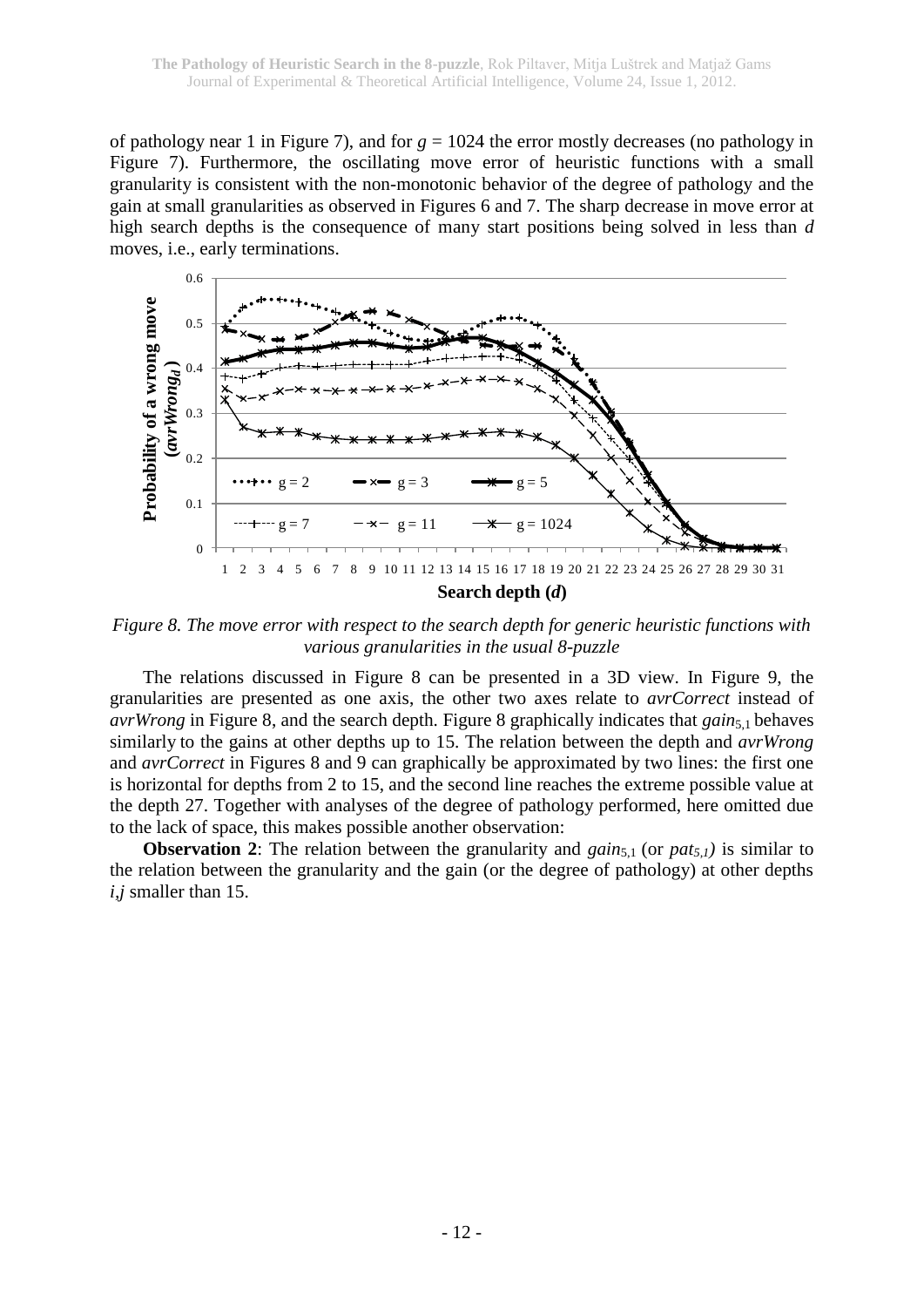of pathology near 1 in Figure 7), and for $g$ = 1024 the error mostly decreases (no pathology in Figure 7). Furthermore, the oscillating move error of heuristic functions with a small granularity is consistent with the non-monotonic behavior of the degree of pathology and the gain at small granularities as observed in Figures 6 and 7. The sharp decrease in move error at high search depths is the consequence of many start positions being solved in less than $d$ moves, i.e., early terminations.

*Figure 8. The move error with respect to the search depth for generic heuristic functions with various granularities in the usual 8-puzzle*

The relations discussed in Figure 8 can be presented in a 3D view. In Figure 9, the granularities are presented as one axis, the other two axes relate to *avrCorrect* instead of *avrWrong* in Figure 8, and the search depth. Figure 8 graphically indicates that $gain_{5,1}$ behaves similarly to the gains at other depths up to 15. The relation between the depth and *avrWrong* and *avrCorrect* in Figures 8 and 9 can graphically be approximated by two lines: the first one is horizontal for depths from 2 to 15, and the second line reaches the extreme possible value at the depth 27. Together with analyses of the degree of pathology performed, here omitted due to the lack of space, this makes possible another observation:

**Observation 2**: The relation between the granularity and $gain_{5,1}$ (or $pat_{5,1}$) is similar to the relation between the granularity and the gain (or the degree of pathology) at other depths $i$,$j$ smaller than 15.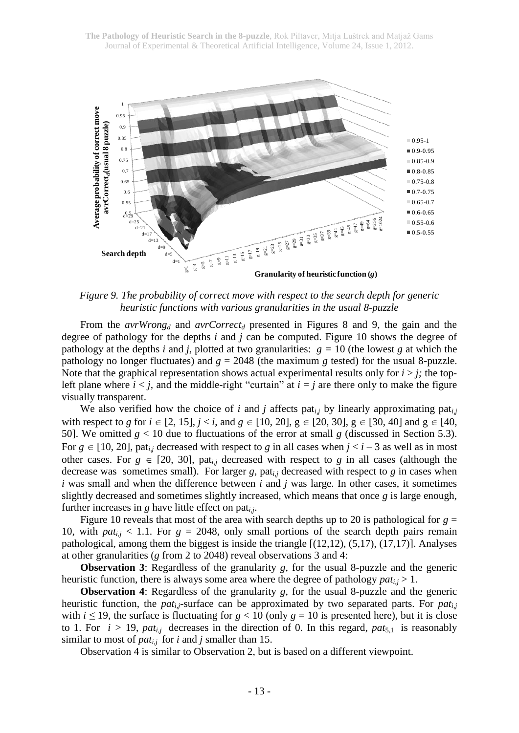*Figure 9. The probability of correct move with respect to the search depth for generic heuristic functions with various granularities in the usual 8-puzzle*

From the $avrWrong_d$ and $avrCorrect_d$ presented in Figures 8 and 9, the gain and the degree of pathology for the depths *i* and *j* can be computed. Figure 10 shows the degree of pathology at the depths *i* and *j*, plotted at two granularities: $g = 10$ (the lowest *g* at which the pathology no longer fluctuates) and $g = 2048$ (the maximum *g* tested) for the usual 8-puzzle. Note that the graphical representation shows actual experimental results only for $i > j$; the top-left plane where $i < j$, and the middle-right "curtain" at $i = j$ are there only to make the figure visually transparent.

We also verified how the choice of *i* and *j* affects $\text{pat}_{i,j}$ by linearly approximating $\text{pat}_{i,j}$ with respect to *g* for $i \in [2, 15]$, $j < i$, and $g \in [10, 20]$, $g \in [20, 30]$, $g \in [30, 40]$ and $g \in [40, 50]$. We omitted $g < 10$ due to fluctuations of the error at small *g* (discussed in Section 5.3). For $g \in [10, 20]$, $\text{pat}_{i,j}$ decreased with respect to *g* in all cases when $j < i - 3$ as well as in most other cases. For $g \in [20, 30]$, $\text{pat}_{i,j}$ decreased with respect to *g* in all cases (although the decrease was sometimes small). For larger *g*, $\text{pat}_{i,j}$ decreased with respect to *g* in cases when *i* was small and when the difference between *i* and *j* was large. In other cases, it sometimes slightly decreased and sometimes slightly increased, which means that once *g* is large enough, further increases in *g* have little effect on $\text{pat}_{i,j}$.

Figure 10 reveals that most of the area with search depths up to 20 is pathological for $g = 10$, with $pat_{i,j} < 1.1$. For $g = 2048$, only small portions of the search depth pairs remain pathological, among them the biggest is inside the triangle [(12,12), (5,17), (17,17)]. Analyses at other granularities (*g* from 2 to 2048) reveal observations 3 and 4:

**Observation 3**: Regardless of the granularity *g*, for the usual 8-puzzle and the generic heuristic function, there is always some area where the degree of pathology $pat_{i,j} > 1$.

**Observation 4**: Regardless of the granularity *g*, for the usual 8-puzzle and the generic heuristic function, the $pat_{i,j}$-surface can be approximated by two separated parts. For $pat_{i,j}$ with $i \leq 19$, the surface is fluctuating for $g < 10$ (only $g = 10$ is presented here), but it is close to 1. For $i > 19$, $pat_{i,j}$ decreases in the direction of 0. In this regard, $pat_{5,1}$ is reasonably similar to most of $pat_{i,j}$ for *i* and *j* smaller than 15.

Observation 4 is similar to Observation 2, but is based on a different viewpoint.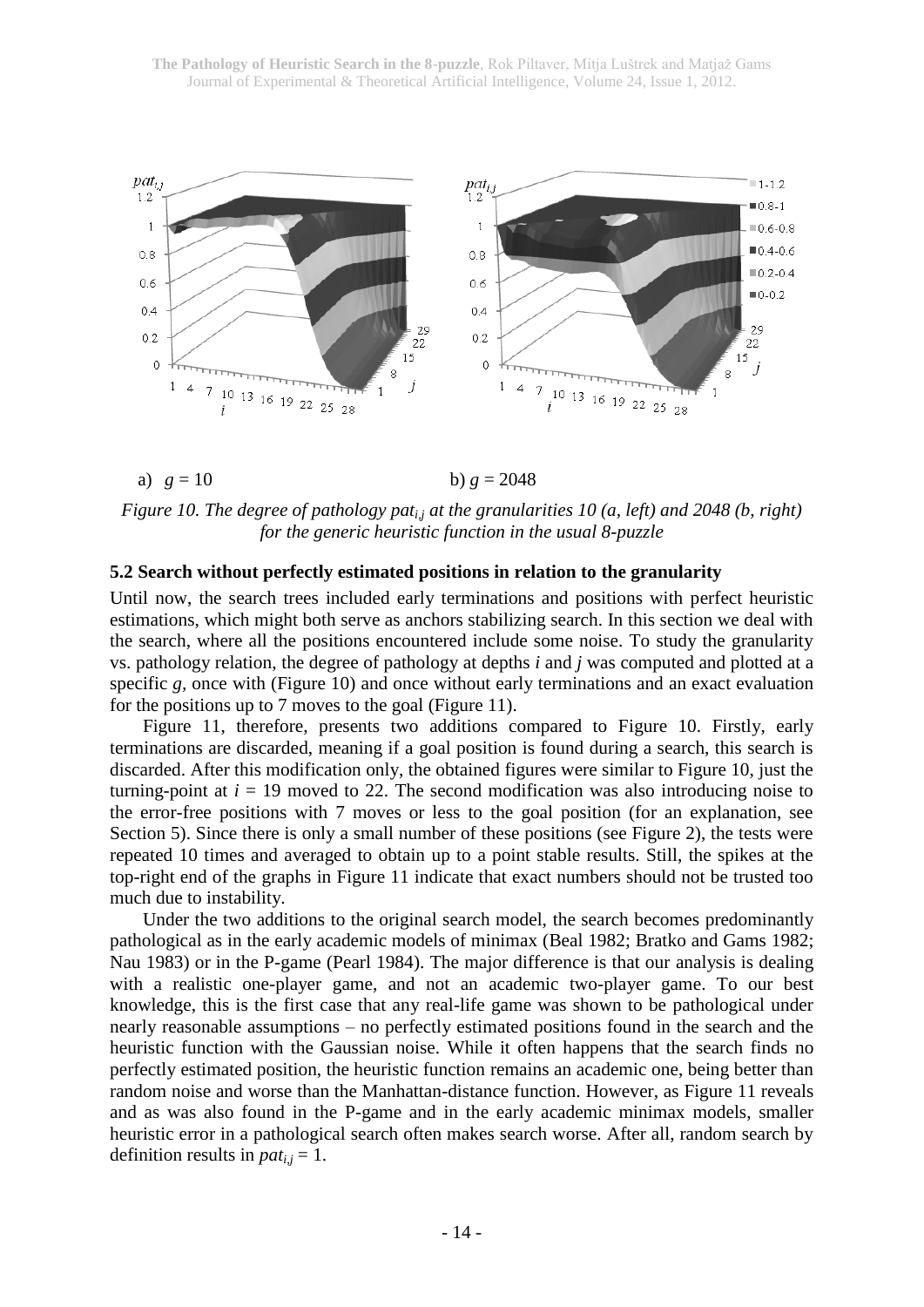a) $g = 10$ b) $g = 2048$

*Figure 10. The degree of pathology $pat_{i,j}$ at the granularities 10 (a, left) and 2048 (b, right) for the generic heuristic function in the usual 8-puzzle*

### 5.2 Search without perfectly estimated positions in relation to the granularity

Until now, the search trees included early terminations and positions with perfect heuristic estimations, which might both serve as anchors stabilizing search. In this section we deal with the search, where all the positions encountered include some noise. To study the granularity vs. pathology relation, the degree of pathology at depths $i$ and $j$ was computed and plotted at a specific $g$, once with (Figure 10) and once without early terminations and an exact evaluation for the positions up to 7 moves to the goal (Figure 11).

Figure 11, therefore, presents two additions compared to Figure 10. Firstly, early terminations are discarded, meaning if a goal position is found during a search, this search is discarded. After this modification only, the obtained figures were similar to Figure 10, just the turning-point at $i = 19$ moved to 22. The second modification was also introducing noise to the error-free positions with 7 moves or less to the goal position (for an explanation, see Section 5). Since there is only a small number of these positions (see Figure 2), the tests were repeated 10 times and averaged to obtain up to a point stable results. Still, the spikes at the top-right end of the graphs in Figure 11 indicate that exact numbers should not be trusted too much due to instability.

Under the two additions to the original search model, the search becomes predominantly pathological as in the early academic models of minimax (Beal 1982; Bratko and Gams 1982; Nau 1983) or in the P-game (Pearl 1984). The major difference is that our analysis is dealing with a realistic one-player game, and not an academic two-player game. To our best knowledge, this is the first case that any real-life game was shown to be pathological under nearly reasonable assumptions – no perfectly estimated positions found in the search and the heuristic function with the Gaussian noise. While it often happens that the search finds no perfectly estimated position, the heuristic function remains an academic one, being better than random noise and worse than the Manhattan-distance function. However, as Figure 11 reveals and as was also found in the P-game and in the early academic minimax models, smaller heuristic error in a pathological search often makes search worse. After all, random search by definition results in $pat_{i,j} = 1$.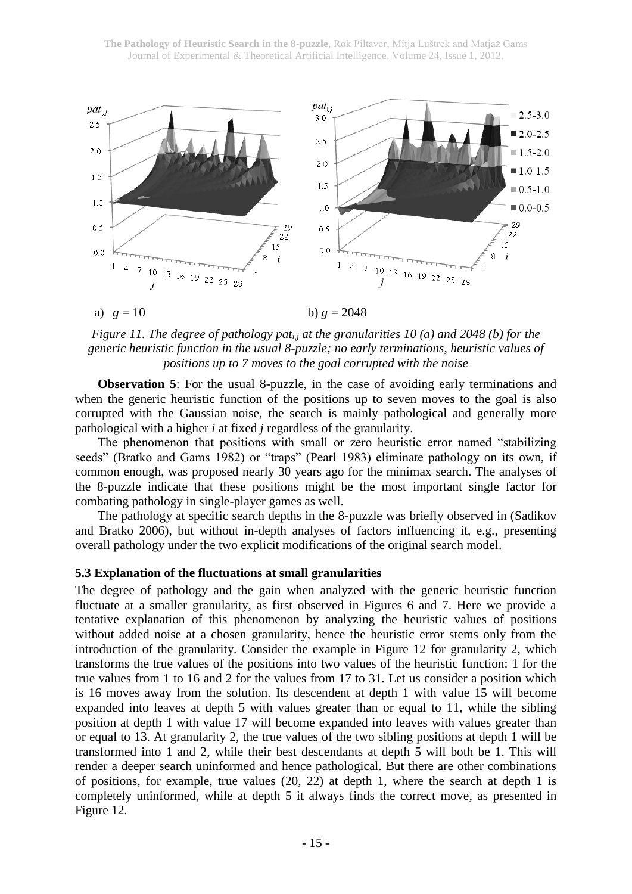a) $g = 10$ b) $g = 2048$

*Figure 11. The degree of pathology $pat_{i,j}$ at the granularities 10 (a) and 2048 (b) for the generic heuristic function in the usual 8-puzzle; no early terminations, heuristic values of positions up to 7 moves to the goal corrupted with the noise*

**Observation 5**: For the usual 8-puzzle, in the case of avoiding early terminations and when the generic heuristic function of the positions up to seven moves to the goal is also corrupted with the Gaussian noise, the search is mainly pathological and generally more pathological with a higher $i$ at fixed $j$ regardless of the granularity.

The phenomenon that positions with small or zero heuristic error named "stabilizing seeds" (Bratko and Gams 1982) or "traps" (Pearl 1983) eliminate pathology on its own, if common enough, was proposed nearly 30 years ago for the minimax search. The analyses of the 8-puzzle indicate that these positions might be the most important single factor for combating pathology in single-player games as well.

The pathology at specific search depths in the 8-puzzle was briefly observed in (Sadikov and Bratko 2006), but without in-depth analyses of factors influencing it, e.g., presenting overall pathology under the two explicit modifications of the original search model.

### 5.3 Explanation of the fluctuations at small granularities

The degree of pathology and the gain when analyzed with the generic heuristic function fluctuate at a smaller granularity, as first observed in Figures 6 and 7. Here we provide a tentative explanation of this phenomenon by analyzing the heuristic values of positions without added noise at a chosen granularity, hence the heuristic error stems only from the introduction of the granularity. Consider the example in Figure 12 for granularity 2, which transforms the true values of the positions into two values of the heuristic function: 1 for the true values from 1 to 16 and 2 for the values from 17 to 31. Let us consider a position which is 16 moves away from the solution. Its descendent at depth 1 with value 15 will become expanded into leaves at depth 5 with values greater than or equal to 11, while the sibling position at depth 1 with value 17 will become expanded into leaves with values greater than or equal to 13. At granularity 2, the true values of the two sibling positions at depth 1 will be transformed into 1 and 2, while their best descendants at depth 5 will both be 1. This will render a deeper search uninformed and hence pathological. But there are other combinations of positions, for example, true values (20, 22) at depth 1, where the search at depth 1 is completely uninformed, while at depth 5 it always finds the correct move, as presented in Figure 12.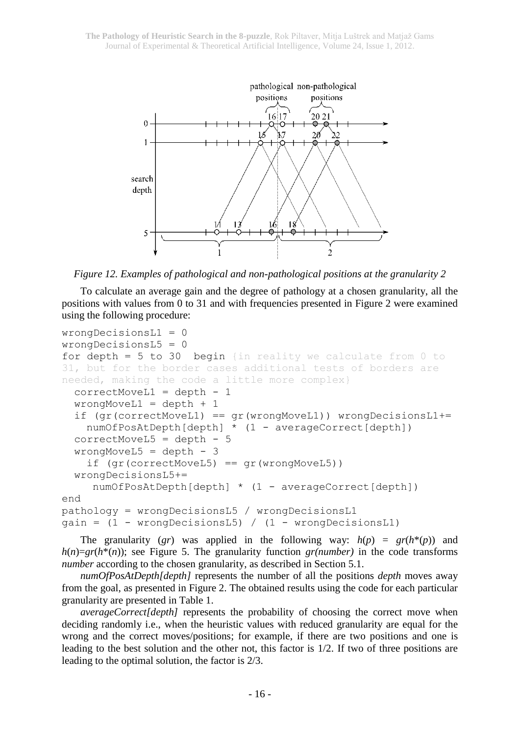*Figure 12. Examples of pathological and non-pathological positions at the granularity 2*

To calculate an average gain and the degree of pathology at a chosen granularity, all the positions with values from 0 to 31 and with frequencies presented in Figure 2 were examined using the following procedure:

```
wrongDecisionsL1 = 0
wrongDecisionsL5 = 0
for depth = 5 to 30  begin {in reality we calculate from 0 to
31, but for the border cases additional tests of borders are
needed, making the code a little more complex}
  correctMoveL1 = depth - 1
  wrongMoveL1 = depth + 1
  if (gr(correctMoveL1) == gr(wrongMoveL1)) wrongDecisionsL1+=
    numOfPosAtDepth[depth] * (1 - averageCorrect[depth])
  correctMoveL5 = depth - 5
  wrongMoveL5 = depth - 3
    if (gr(correctMoveL5) == gr(wrongMoveL5))
  wrongDecisionsL5+=
     numOfPosAtDepth[depth] * (1 - averageCorrect[depth])
end
pathology = wrongDecisionsL5 / wrongDecisionsL1
gain = (1 - wrongDecisionsL5) / (1 - wrongDecisionsL1)
```

The granularity ($gr$) was applied in the following way: $h(p) = gr(h^*(p))$ and $h(n)=gr(h^*(n))$; see Figure 5. The granularity function *gr(number)* in the code transforms *number* according to the chosen granularity, as described in Section 5.1.

*numOfPosAtDepth[depth]* represents the number of all the positions *depth* moves away from the goal, as presented in Figure 2. The obtained results using the code for each particular granularity are presented in Table 1.

*averageCorrect[depth]* represents the probability of choosing the correct move when deciding randomly i.e., when the heuristic values with reduced granularity are equal for the wrong and the correct moves/positions; for example, if there are two positions and one is leading to the best solution and the other not, this factor is 1/2. If two of three positions are leading to the optimal solution, the factor is 2/3.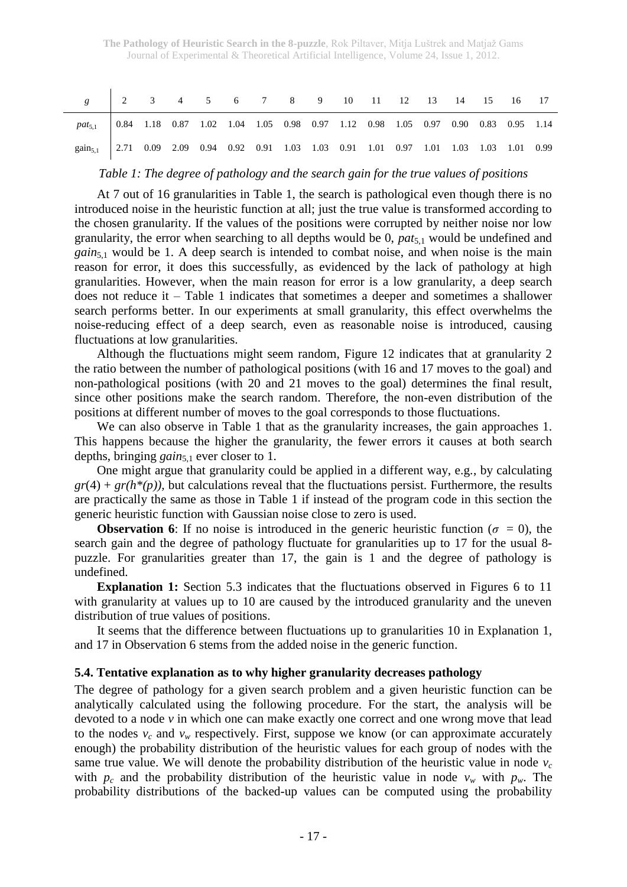| $g$ | 2 | 3 | 4 | 5 | 6 | 7 | 8 | 9 | 10 | 11 | 12 | 13 | 14 | 15 | 16 | 17 |
|---|---|---|---|---|---|---|---|---|---|---|---|---|---|---|---|---|
| $pat_{5,1}$ | 0.84 | 1.18 | 0.87 | 1.02 | 1.04 | 1.05 | 0.98 | 0.97 | 1.12 | 0.98 | 1.05 | 0.97 | 0.90 | 0.83 | 0.95 | 1.14 |
| $\text{gain}_{5,1}$ | 2.71 | 0.09 | 2.09 | 0.94 | 0.92 | 0.91 | 1.03 | 1.03 | 0.91 | 1.01 | 0.97 | 1.01 | 1.03 | 1.03 | 1.01 | 0.99 |

*Table 1: The degree of pathology and the search gain for the true values of positions*

At 7 out of 16 granularities in Table 1, the search is pathological even though there is no introduced noise in the heuristic function at all; just the true value is transformed according to the chosen granularity. If the values of the positions were corrupted by neither noise nor low granularity, the error when searching to all depths would be 0, $pat_{5,1}$ would be undefined and $gain_{5,1}$ would be 1. A deep search is intended to combat noise, and when noise is the main reason for error, it does this successfully, as evidenced by the lack of pathology at high granularities. However, when the main reason for error is a low granularity, a deep search does not reduce it – Table 1 indicates that sometimes a deeper and sometimes a shallower search performs better. In our experiments at small granularity, this effect overwhelms the noise-reducing effect of a deep search, even as reasonable noise is introduced, causing fluctuations at low granularities.

Although the fluctuations might seem random, Figure 12 indicates that at granularity 2 the ratio between the number of pathological positions (with 16 and 17 moves to the goal) and non-pathological positions (with 20 and 21 moves to the goal) determines the final result, since other positions make the search random. Therefore, the non-even distribution of the positions at different number of moves to the goal corresponds to those fluctuations.

We can also observe in Table 1 that as the granularity increases, the gain approaches 1. This happens because the higher the granularity, the fewer errors it causes at both search depths, bringing $gain_{5,1}$ ever closer to 1.

One might argue that granularity could be applied in a different way, e.g., by calculating $gr(4) + gr(h^*(p))$, but calculations reveal that the fluctuations persist. Furthermore, the results are practically the same as those in Table 1 if instead of the program code in this section the generic heuristic function with Gaussian noise close to zero is used.

**Observation 6**: If no noise is introduced in the generic heuristic function ($\sigma = 0$), the search gain and the degree of pathology fluctuate for granularities up to 17 for the usual 8-puzzle. For granularities greater than 17, the gain is 1 and the degree of pathology is undefined.

**Explanation 1:** Section 5.3 indicates that the fluctuations observed in Figures 6 to 11 with granularity at values up to 10 are caused by the introduced granularity and the uneven distribution of true values of positions.

It seems that the difference between fluctuations up to granularities 10 in Explanation 1, and 17 in Observation 6 stems from the added noise in the generic function.

### 5.4. Tentative explanation as to why higher granularity decreases pathology

The degree of pathology for a given search problem and a given heuristic function can be analytically calculated using the following procedure. For the start, the analysis will be devoted to a node $v$ in which one can make exactly one correct and one wrong move that lead to the nodes $v_c$ and $v_w$ respectively. First, suppose we know (or can approximate accurately enough) the probability distribution of the heuristic values for each group of nodes with the same true value. We will denote the probability distribution of the heuristic value in node $v_c$ with $p_c$ and the probability distribution of the heuristic value in node $v_w$ with $p_w$. The probability distributions of the backed-up values can be computed using the probability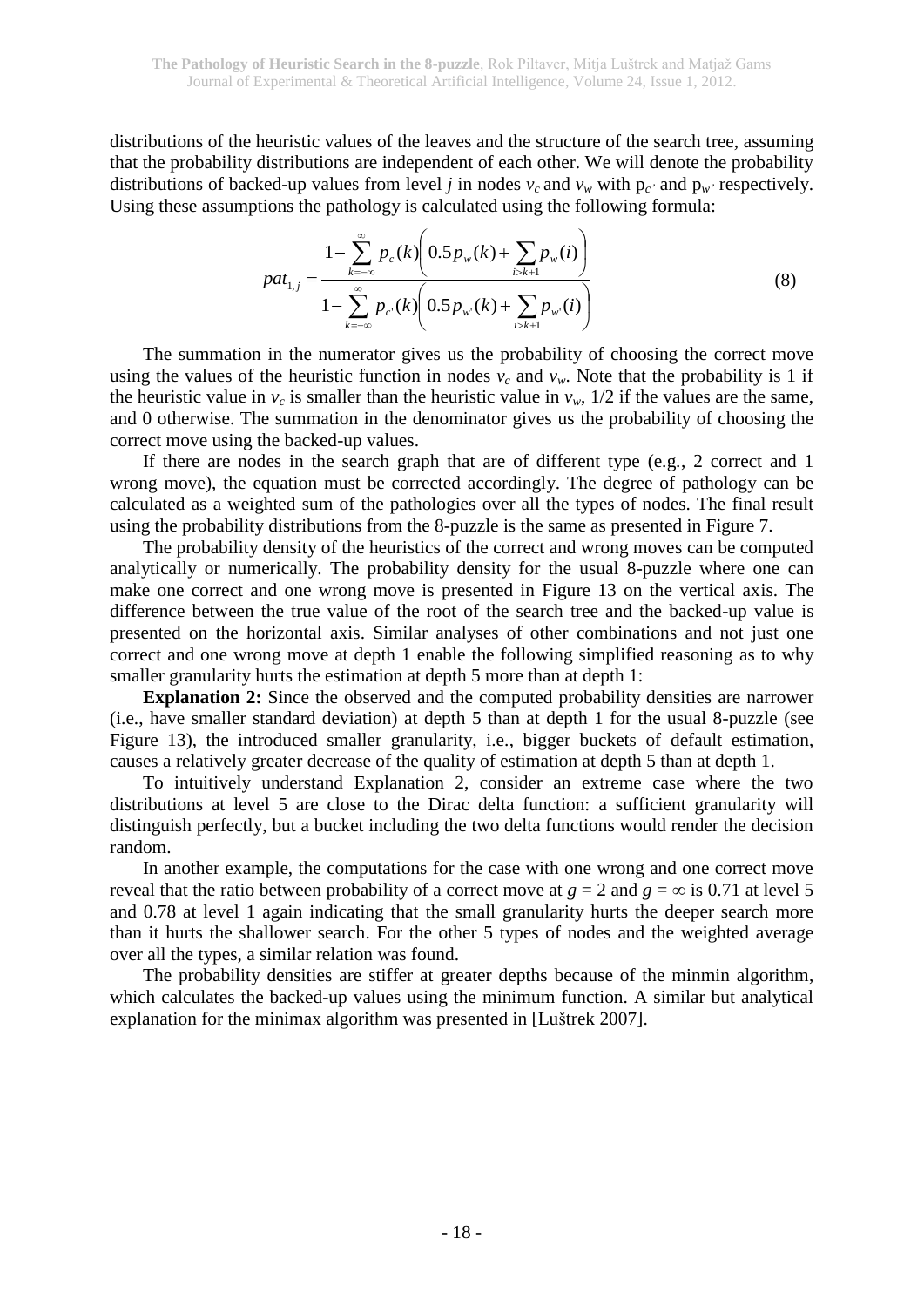distributions of the heuristic values of the leaves and the structure of the search tree, assuming that the probability distributions are independent of each other. We will denote the probability distributions of backed-up values from level $j$ in nodes $v_c$ and $v_w$ with $p_{c'}$ and $p_{w'}$ respectively. Using these assumptions the pathology is calculated using the following formula:

$$pat_{1,j} = \frac{1 - \sum_{k=-\infty}^{\infty} p_c(k)\left(0.5 p_w(k) + \sum_{i>k+1} p_w(i)\right)}{1 - \sum_{k=-\infty}^{\infty} p_{c'}(k)\left(0.5 p_{w'}(k) + \sum_{i>k+1} p_{w'}(i)\right)} \tag{8}$$

The summation in the numerator gives us the probability of choosing the correct move using the values of the heuristic function in nodes $v_c$ and $v_w$. Note that the probability is 1 if the heuristic value in $v_c$ is smaller than the heuristic value in $v_w$, 1/2 if the values are the same, and 0 otherwise. The summation in the denominator gives us the probability of choosing the correct move using the backed-up values.

If there are nodes in the search graph that are of different type (e.g., 2 correct and 1 wrong move), the equation must be corrected accordingly. The degree of pathology can be calculated as a weighted sum of the pathologies over all the types of nodes. The final result using the probability distributions from the 8-puzzle is the same as presented in Figure 7.

The probability density of the heuristics of the correct and wrong moves can be computed analytically or numerically. The probability density for the usual 8-puzzle where one can make one correct and one wrong move is presented in Figure 13 on the vertical axis. The difference between the true value of the root of the search tree and the backed-up value is presented on the horizontal axis. Similar analyses of other combinations and not just one correct and one wrong move at depth 1 enable the following simplified reasoning as to why smaller granularity hurts the estimation at depth 5 more than at depth 1:

**Explanation 2:** Since the observed and the computed probability densities are narrower (i.e., have smaller standard deviation) at depth 5 than at depth 1 for the usual 8-puzzle (see Figure 13), the introduced smaller granularity, i.e., bigger buckets of default estimation, causes a relatively greater decrease of the quality of estimation at depth 5 than at depth 1.

To intuitively understand Explanation 2, consider an extreme case where the two distributions at level 5 are close to the Dirac delta function: a sufficient granularity will distinguish perfectly, but a bucket including the two delta functions would render the decision random.

In another example, the computations for the case with one wrong and one correct move reveal that the ratio between probability of a correct move at $g = 2$ and $g = \infty$ is 0.71 at level 5 and 0.78 at level 1 again indicating that the small granularity hurts the deeper search more than it hurts the shallower search. For the other 5 types of nodes and the weighted average over all the types, a similar relation was found.

The probability densities are stiffer at greater depths because of the minmin algorithm, which calculates the backed-up values using the minimum function. A similar but analytical explanation for the minimax algorithm was presented in [Luštrek 2007].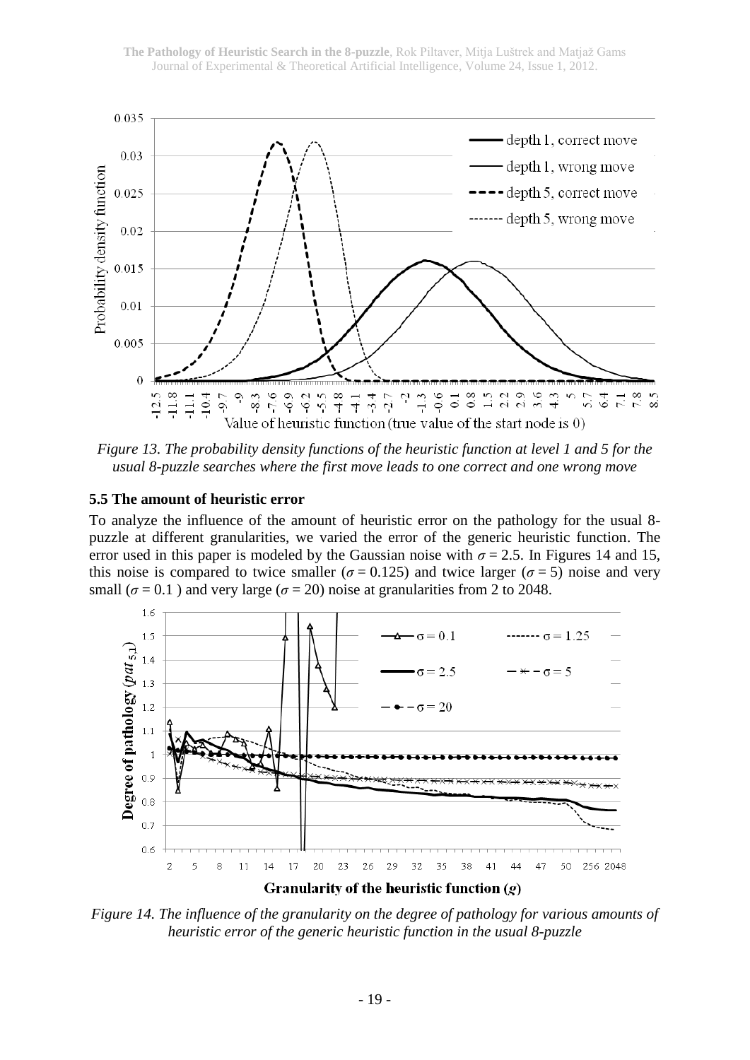Figure 13. The probability density functions of the heuristic function at level 1 and 5 for the usual 8-puzzle searches where the first move leads to one correct and one wrong move

### 5.5 The amount of heuristic error

To analyze the influence of the amount of heuristic error on the pathology for the usual 8-puzzle at different granularities, we varied the error of the generic heuristic function. The error used in this paper is modeled by the Gaussian noise with $\sigma = 2.5$. In Figures 14 and 15, this noise is compared to twice smaller ($\sigma = 0.125$) and twice larger ($\sigma = 5$) noise and very small ($\sigma = 0.1$ ) and very large ($\sigma = 20$) noise at granularities from 2 to 2048.

Figure 14. The influence of the granularity on the degree of pathology for various amounts of heuristic error of the generic heuristic function in the usual 8-puzzle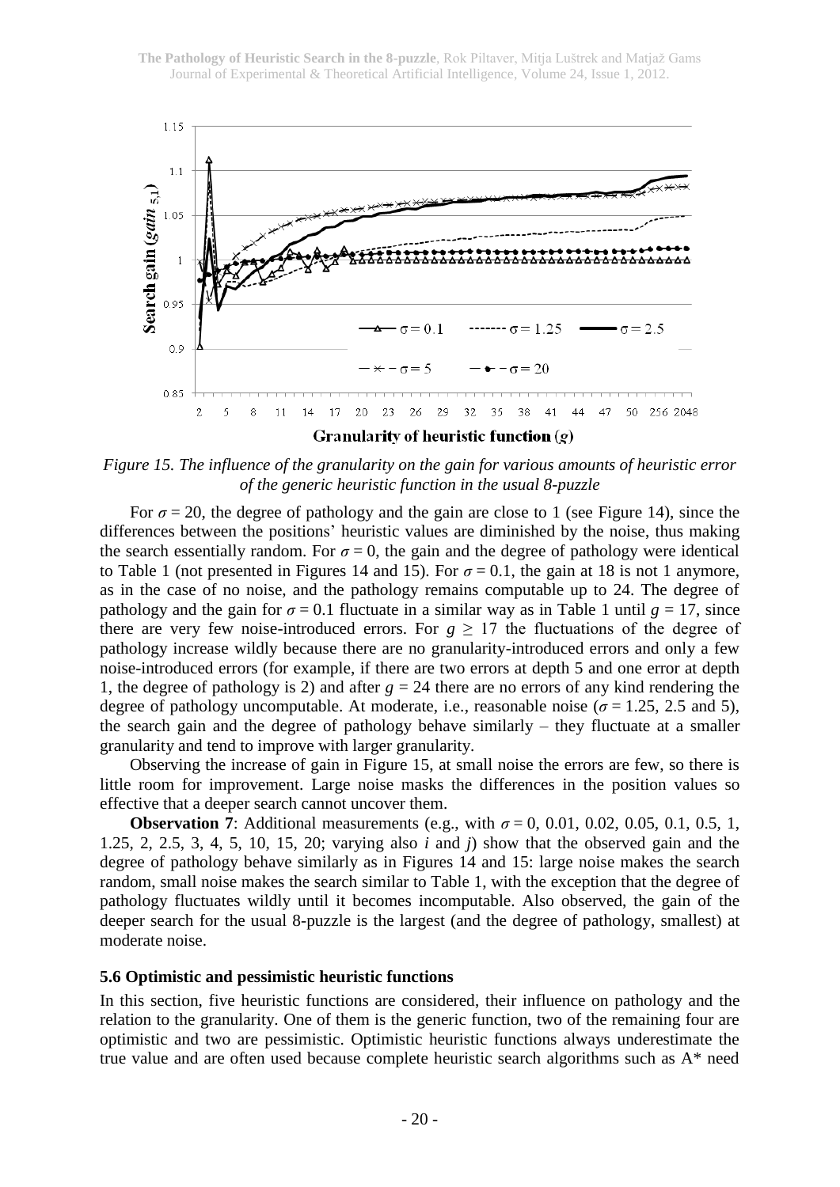*Figure 15. The influence of the granularity on the gain for various amounts of heuristic error of the generic heuristic function in the usual 8-puzzle*

For $\sigma = 20$, the degree of pathology and the gain are close to 1 (see Figure 14), since the differences between the positions' heuristic values are diminished by the noise, thus making the search essentially random. For $\sigma = 0$, the gain and the degree of pathology were identical to Table 1 (not presented in Figures 14 and 15). For $\sigma = 0.1$, the gain at 18 is not 1 anymore, as in the case of no noise, and the pathology remains computable up to 24. The degree of pathology and the gain for $\sigma = 0.1$ fluctuate in a similar way as in Table 1 until $g = 17$, since there are very few noise-introduced errors. For $g \geq 17$ the fluctuations of the degree of pathology increase wildly because there are no granularity-introduced errors and only a few noise-introduced errors (for example, if there are two errors at depth 5 and one error at depth 1, the degree of pathology is 2) and after $g = 24$ there are no errors of any kind rendering the degree of pathology uncomputable. At moderate, i.e., reasonable noise ($\sigma = 1.25$, 2.5 and 5), the search gain and the degree of pathology behave similarly – they fluctuate at a smaller granularity and tend to improve with larger granularity.

Observing the increase of gain in Figure 15, at small noise the errors are few, so there is little room for improvement. Large noise masks the differences in the position values so effective that a deeper search cannot uncover them.

**Observation 7**: Additional measurements (e.g., with $\sigma = 0$, 0.01, 0.02, 0.05, 0.1, 0.5, 1, 1.25, 2, 2.5, 3, 4, 5, 10, 15, 20; varying also $i$ and $j$) show that the observed gain and the degree of pathology behave similarly as in Figures 14 and 15: large noise makes the search random, small noise makes the search similar to Table 1, with the exception that the degree of pathology fluctuates wildly until it becomes incomputable. Also observed, the gain of the deeper search for the usual 8-puzzle is the largest (and the degree of pathology, smallest) at moderate noise.

### 5.6 Optimistic and pessimistic heuristic functions

In this section, five heuristic functions are considered, their influence on pathology and the relation to the granularity. One of them is the generic function, two of the remaining four are optimistic and two are pessimistic. Optimistic heuristic functions always underestimate the true value and are often used because complete heuristic search algorithms such as A* need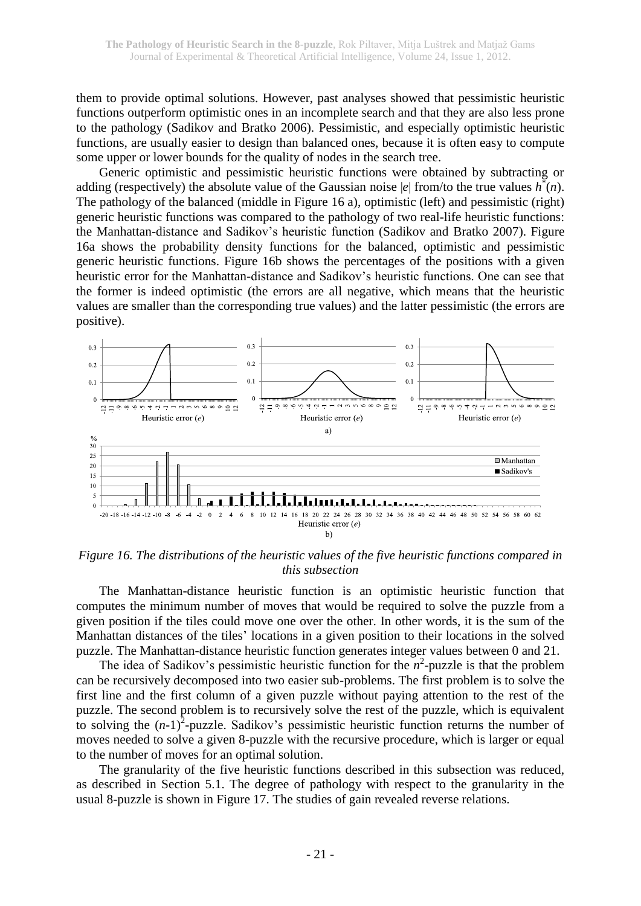them to provide optimal solutions. However, past analyses showed that pessimistic heuristic functions outperform optimistic ones in an incomplete search and that they are also less prone to the pathology (Sadikov and Bratko 2006). Pessimistic, and especially optimistic heuristic functions, are usually easier to design than balanced ones, because it is often easy to compute some upper or lower bounds for the quality of nodes in the search tree.

Generic optimistic and pessimistic heuristic functions were obtained by subtracting or adding (respectively) the absolute value of the Gaussian noise $|e|$ from/to the true values $h^*(n)$. The pathology of the balanced (middle in Figure 16 a), optimistic (left) and pessimistic (right) generic heuristic functions was compared to the pathology of two real-life heuristic functions: the Manhattan-distance and Sadikov's heuristic function (Sadikov and Bratko 2007). Figure 16a shows the probability density functions for the balanced, optimistic and pessimistic generic heuristic functions. Figure 16b shows the percentages of the positions with a given heuristic error for the Manhattan-distance and Sadikov's heuristic functions. One can see that the former is indeed optimistic (the errors are all negative, which means that the heuristic values are smaller than the corresponding true values) and the latter pessimistic (the errors are positive).

*Figure 16. The distributions of the heuristic values of the five heuristic functions compared in this subsection*

The Manhattan-distance heuristic function is an optimistic heuristic function that computes the minimum number of moves that would be required to solve the puzzle from a given position if the tiles could move one over the other. In other words, it is the sum of the Manhattan distances of the tiles' locations in a given position to their locations in the solved puzzle. The Manhattan-distance heuristic function generates integer values between 0 and 21.

The idea of Sadikov's pessimistic heuristic function for the $n^2$-puzzle is that the problem can be recursively decomposed into two easier sub-problems. The first problem is to solve the first line and the first column of a given puzzle without paying attention to the rest of the puzzle. The second problem is to recursively solve the rest of the puzzle, which is equivalent to solving the $(n-1)^2$-puzzle. Sadikov's pessimistic heuristic function returns the number of moves needed to solve a given 8-puzzle with the recursive procedure, which is larger or equal to the number of moves for an optimal solution.

The granularity of the five heuristic functions described in this subsection was reduced, as described in Section 5.1. The degree of pathology with respect to the granularity in the usual 8-puzzle is shown in Figure 17. The studies of gain revealed reverse relations.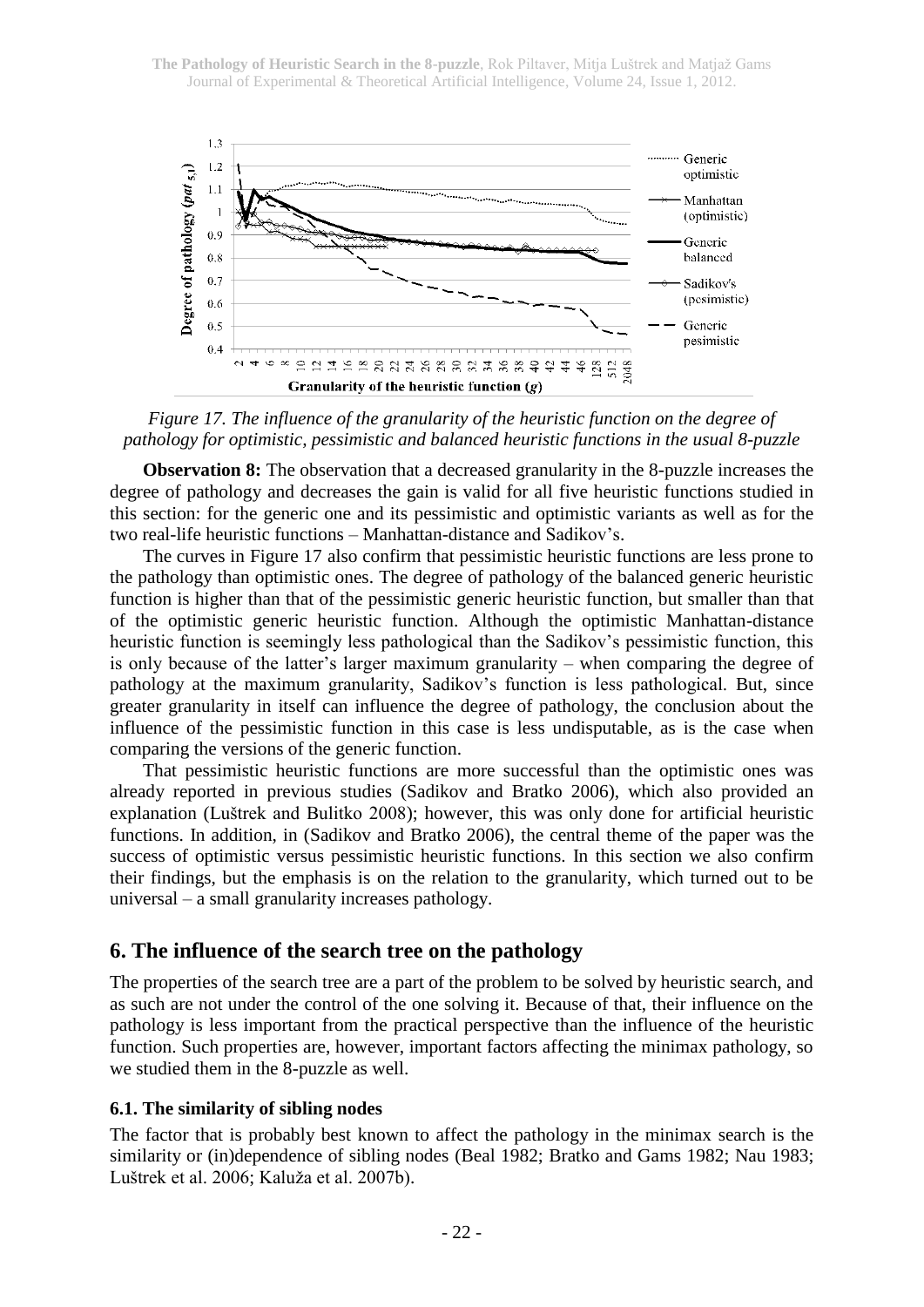*Figure 17. The influence of the granularity of the heuristic function on the degree of pathology for optimistic, pessimistic and balanced heuristic functions in the usual 8-puzzle*

**Observation 8:** The observation that a decreased granularity in the 8-puzzle increases the degree of pathology and decreases the gain is valid for all five heuristic functions studied in this section: for the generic one and its pessimistic and optimistic variants as well as for the two real-life heuristic functions – Manhattan-distance and Sadikov's.

The curves in Figure 17 also confirm that pessimistic heuristic functions are less prone to the pathology than optimistic ones. The degree of pathology of the balanced generic heuristic function is higher than that of the pessimistic generic heuristic function, but smaller than that of the optimistic generic heuristic function. Although the optimistic Manhattan-distance heuristic function is seemingly less pathological than the Sadikov's pessimistic function, this is only because of the latter's larger maximum granularity – when comparing the degree of pathology at the maximum granularity, Sadikov's function is less pathological. But, since greater granularity in itself can influence the degree of pathology, the conclusion about the influence of the pessimistic function in this case is less undisputable, as is the case when comparing the versions of the generic function.

That pessimistic heuristic functions are more successful than the optimistic ones was already reported in previous studies (Sadikov and Bratko 2006), which also provided an explanation (Luštrek and Bulitko 2008); however, this was only done for artificial heuristic functions. In addition, in (Sadikov and Bratko 2006), the central theme of the paper was the success of optimistic versus pessimistic heuristic functions. In this section we also confirm their findings, but the emphasis is on the relation to the granularity, which turned out to be universal – a small granularity increases pathology.

## 6. The influence of the search tree on the pathology

The properties of the search tree are a part of the problem to be solved by heuristic search, and as such are not under the control of the one solving it. Because of that, their influence on the pathology is less important from the practical perspective than the influence of the heuristic function. Such properties are, however, important factors affecting the minimax pathology, so we studied them in the 8-puzzle as well.

### 6.1. The similarity of sibling nodes

The factor that is probably best known to affect the pathology in the minimax search is the similarity or (in)dependence of sibling nodes (Beal 1982; Bratko and Gams 1982; Nau 1983; Luštrek et al. 2006; Kaluža et al. 2007b).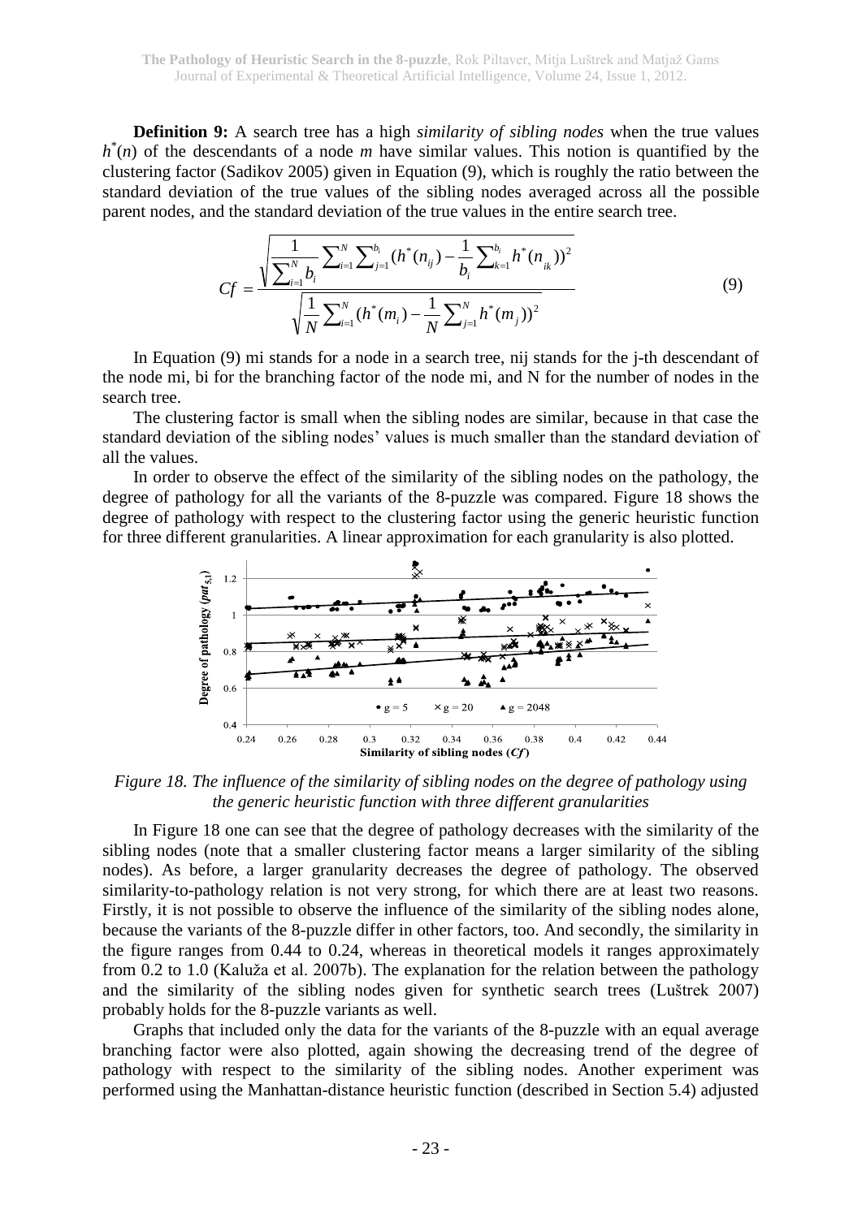**Definition 9:** A search tree has a high *similarity of sibling nodes* when the true values $h^*(n)$ of the descendants of a node *m* have similar values. This notion is quantified by the clustering factor (Sadikov 2005) given in Equation (9), which is roughly the ratio between the standard deviation of the true values of the sibling nodes averaged across all the possible parent nodes, and the standard deviation of the true values in the entire search tree.

$$Cf = \frac{\sqrt{\frac{1}{\sum_{i=1}^{N} b_i} \sum_{i=1}^{N} \sum_{j=1}^{b_i} (h^*(n_{ij}) - \frac{1}{b_i} \sum_{k=1}^{b_i} h^*(n_{ik}))^2}}{\sqrt{\frac{1}{N} \sum_{i=1}^{N} (h^*(m_i) - \frac{1}{N} \sum_{j=1}^{N} h^*(m_j))^2}} \tag{9}$$

In Equation (9) mi stands for a node in a search tree, nij stands for the j-th descendant of the node mi, bi for the branching factor of the node mi, and N for the number of nodes in the search tree.

The clustering factor is small when the sibling nodes are similar, because in that case the standard deviation of the sibling nodes' values is much smaller than the standard deviation of all the values.

In order to observe the effect of the similarity of the sibling nodes on the pathology, the degree of pathology for all the variants of the 8-puzzle was compared. Figure 18 shows the degree of pathology with respect to the clustering factor using the generic heuristic function for three different granularities. A linear approximation for each granularity is also plotted.

*Figure 18. The influence of the similarity of sibling nodes on the degree of pathology using the generic heuristic function with three different granularities*

In Figure 18 one can see that the degree of pathology decreases with the similarity of the sibling nodes (note that a smaller clustering factor means a larger similarity of the sibling nodes). As before, a larger granularity decreases the degree of pathology. The observed similarity-to-pathology relation is not very strong, for which there are at least two reasons. Firstly, it is not possible to observe the influence of the similarity of the sibling nodes alone, because the variants of the 8-puzzle differ in other factors, too. And secondly, the similarity in the figure ranges from 0.44 to 0.24, whereas in theoretical models it ranges approximately from 0.2 to 1.0 (Kaluža et al. 2007b). The explanation for the relation between the pathology and the similarity of the sibling nodes given for synthetic search trees (Luštrek 2007) probably holds for the 8-puzzle variants as well.

Graphs that included only the data for the variants of the 8-puzzle with an equal average branching factor were also plotted, again showing the decreasing trend of the degree of pathology with respect to the similarity of the sibling nodes. Another experiment was performed using the Manhattan-distance heuristic function (described in Section 5.4) adjusted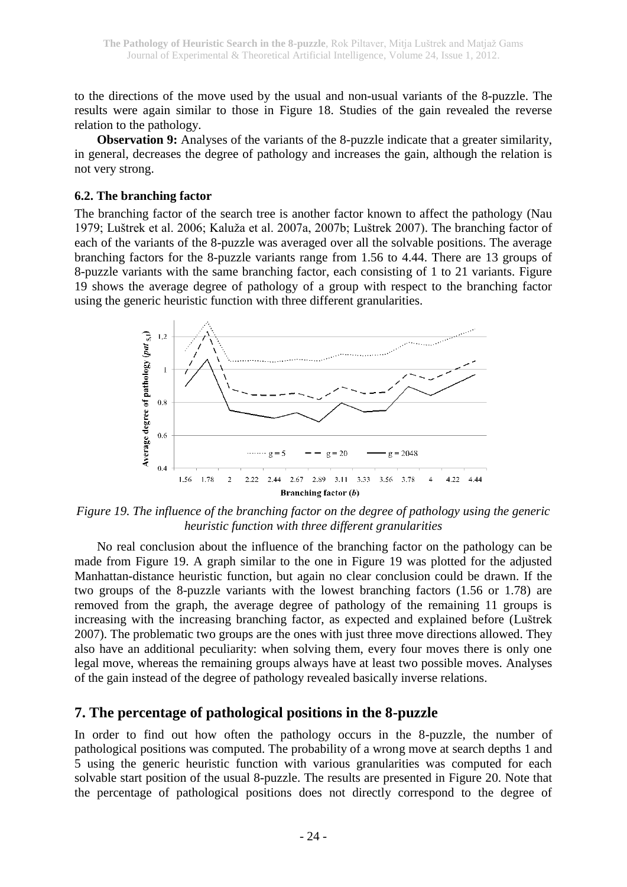to the directions of the move used by the usual and non-usual variants of the 8-puzzle. The results were again similar to those in Figure 18. Studies of the gain revealed the reverse relation to the pathology.

**Observation 9:** Analyses of the variants of the 8-puzzle indicate that a greater similarity, in general, decreases the degree of pathology and increases the gain, although the relation is not very strong.

### 6.2. The branching factor

The branching factor of the search tree is another factor known to affect the pathology (Nau 1979; Luštrek et al. 2006; Kaluža et al. 2007a, 2007b; Luštrek 2007). The branching factor of each of the variants of the 8-puzzle was averaged over all the solvable positions. The average branching factors for the 8-puzzle variants range from 1.56 to 4.44. There are 13 groups of 8-puzzle variants with the same branching factor, each consisting of 1 to 21 variants. Figure 19 shows the average degree of pathology of a group with respect to the branching factor using the generic heuristic function with three different granularities.

*Figure 19. The influence of the branching factor on the degree of pathology using the generic heuristic function with three different granularities*

No real conclusion about the influence of the branching factor on the pathology can be made from Figure 19. A graph similar to the one in Figure 19 was plotted for the adjusted Manhattan-distance heuristic function, but again no clear conclusion could be drawn. If the two groups of the 8-puzzle variants with the lowest branching factors (1.56 or 1.78) are removed from the graph, the average degree of pathology of the remaining 11 groups is increasing with the increasing branching factor, as expected and explained before (Luštrek 2007). The problematic two groups are the ones with just three move directions allowed. They also have an additional peculiarity: when solving them, every four moves there is only one legal move, whereas the remaining groups always have at least two possible moves. Analyses of the gain instead of the degree of pathology revealed basically inverse relations.

## 7. The percentage of pathological positions in the 8-puzzle

In order to find out how often the pathology occurs in the 8-puzzle, the number of pathological positions was computed. The probability of a wrong move at search depths 1 and 5 using the generic heuristic function with various granularities was computed for each solvable start position of the usual 8-puzzle. The results are presented in Figure 20. Note that the percentage of pathological positions does not directly correspond to the degree of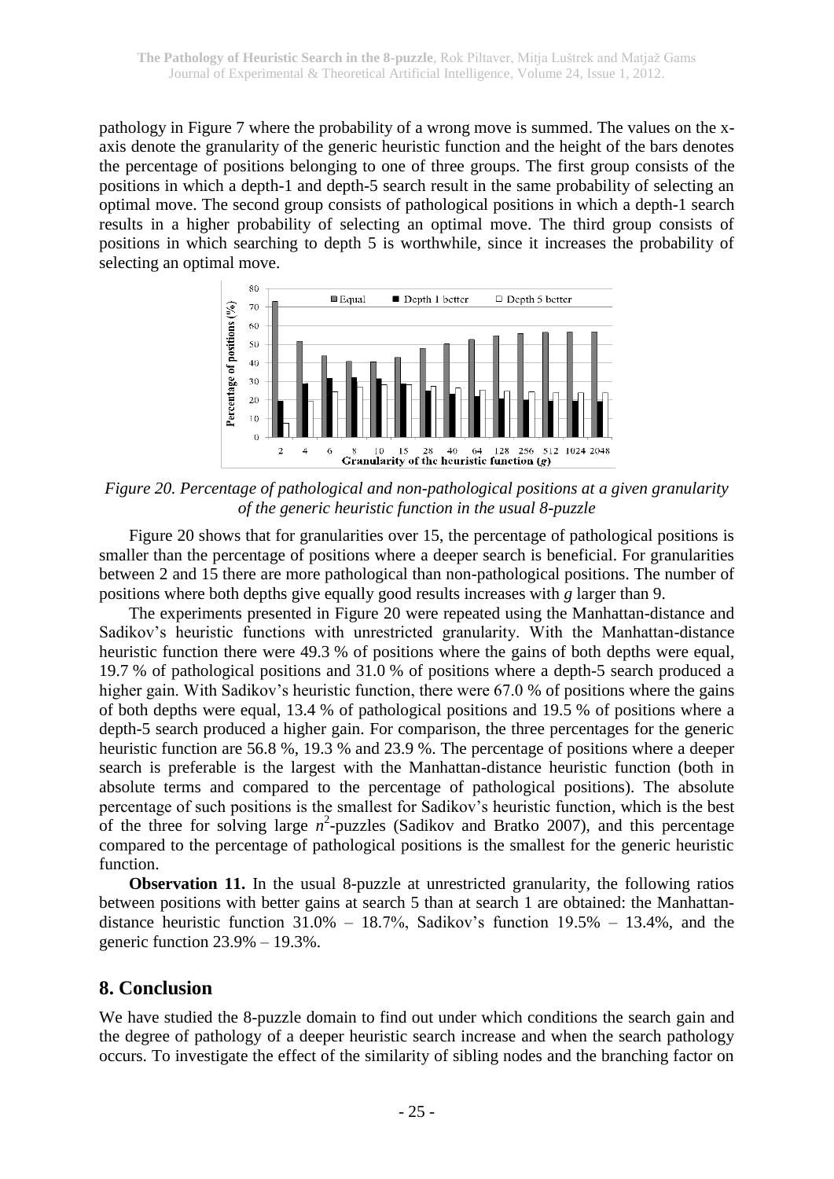pathology in Figure 7 where the probability of a wrong move is summed. The values on the x-axis denote the granularity of the generic heuristic function and the height of the bars denotes the percentage of positions belonging to one of three groups. The first group consists of the positions in which a depth-1 and depth-5 search result in the same probability of selecting an optimal move. The second group consists of pathological positions in which a depth-1 search results in a higher probability of selecting an optimal move. The third group consists of positions in which searching to depth 5 is worthwhile, since it increases the probability of selecting an optimal move.

*Figure 20. Percentage of pathological and non-pathological positions at a given granularity of the generic heuristic function in the usual 8-puzzle*

Figure 20 shows that for granularities over 15, the percentage of pathological positions is smaller than the percentage of positions where a deeper search is beneficial. For granularities between 2 and 15 there are more pathological than non-pathological positions. The number of positions where both depths give equally good results increases with $g$ larger than 9.

The experiments presented in Figure 20 were repeated using the Manhattan-distance and Sadikov's heuristic functions with unrestricted granularity. With the Manhattan-distance heuristic function there were 49.3 % of positions where the gains of both depths were equal, 19.7 % of pathological positions and 31.0 % of positions where a depth-5 search produced a higher gain. With Sadikov's heuristic function, there were 67.0 % of positions where the gains of both depths were equal, 13.4 % of pathological positions and 19.5 % of positions where a depth-5 search produced a higher gain. For comparison, the three percentages for the generic heuristic function are 56.8 %, 19.3 % and 23.9 %. The percentage of positions where a deeper search is preferable is the largest with the Manhattan-distance heuristic function (both in absolute terms and compared to the percentage of pathological positions). The absolute percentage of such positions is the smallest for Sadikov's heuristic function, which is the best of the three for solving large $n^2$-puzzles (Sadikov and Bratko 2007), and this percentage compared to the percentage of pathological positions is the smallest for the generic heuristic function.

**Observation 11.** In the usual 8-puzzle at unrestricted granularity, the following ratios between positions with better gains at search 5 than at search 1 are obtained: the Manhattan-distance heuristic function 31.0% – 18.7%, Sadikov's function 19.5% – 13.4%, and the generic function 23.9% – 19.3%.

## 8. Conclusion

We have studied the 8-puzzle domain to find out under which conditions the search gain and the degree of pathology of a deeper heuristic search increase and when the search pathology occurs. To investigate the effect of the similarity of sibling nodes and the branching factor on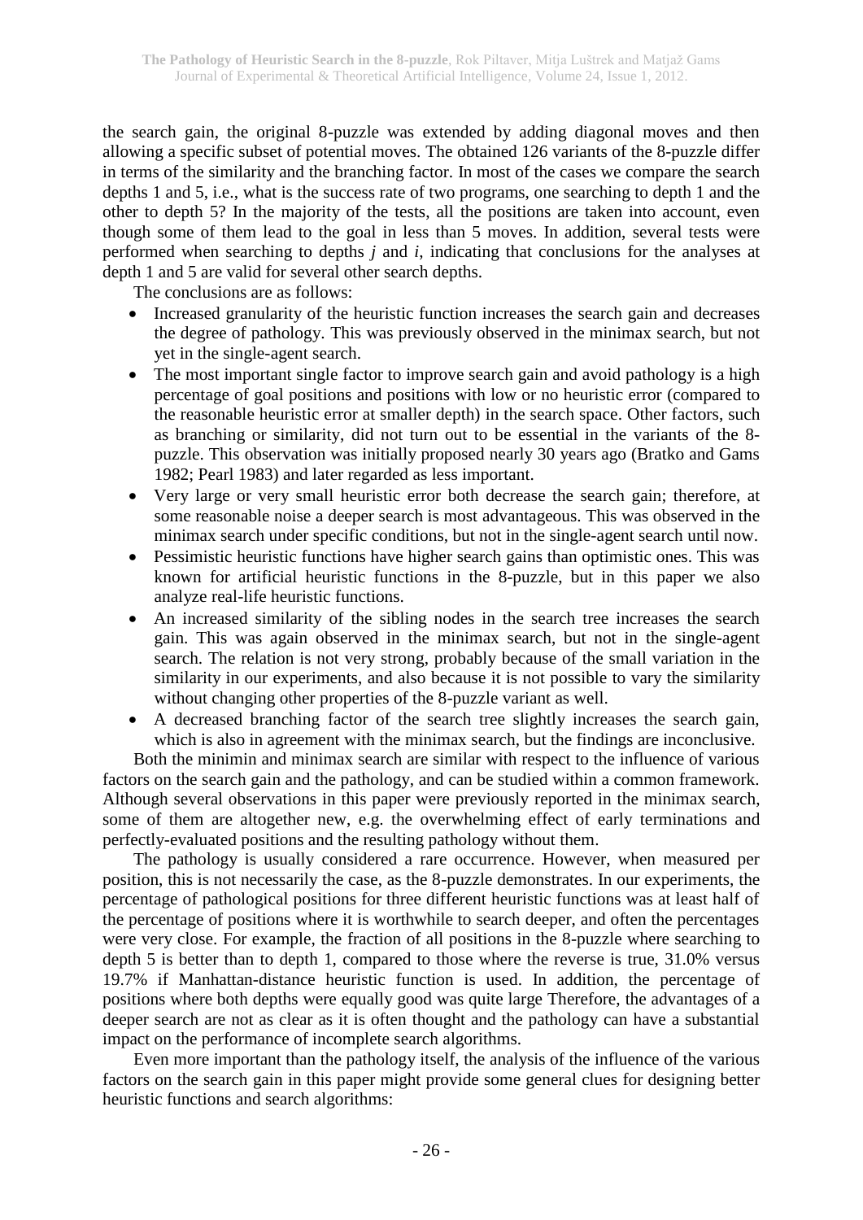the search gain, the original 8-puzzle was extended by adding diagonal moves and then allowing a specific subset of potential moves. The obtained 126 variants of the 8-puzzle differ in terms of the similarity and the branching factor. In most of the cases we compare the search depths 1 and 5, i.e., what is the success rate of two programs, one searching to depth 1 and the other to depth 5? In the majority of the tests, all the positions are taken into account, even though some of them lead to the goal in less than 5 moves. In addition, several tests were performed when searching to depths $j$ and $i$, indicating that conclusions for the analyses at depth 1 and 5 are valid for several other search depths.

The conclusions are as follows:

- Increased granularity of the heuristic function increases the search gain and decreases the degree of pathology. This was previously observed in the minimax search, but not yet in the single-agent search.
- The most important single factor to improve search gain and avoid pathology is a high percentage of goal positions and positions with low or no heuristic error (compared to the reasonable heuristic error at smaller depth) in the search space. Other factors, such as branching or similarity, did not turn out to be essential in the variants of the 8-puzzle. This observation was initially proposed nearly 30 years ago (Bratko and Gams 1982; Pearl 1983) and later regarded as less important.
- Very large or very small heuristic error both decrease the search gain; therefore, at some reasonable noise a deeper search is most advantageous. This was observed in the minimax search under specific conditions, but not in the single-agent search until now.
- Pessimistic heuristic functions have higher search gains than optimistic ones. This was known for artificial heuristic functions in the 8-puzzle, but in this paper we also analyze real-life heuristic functions.
- An increased similarity of the sibling nodes in the search tree increases the search gain. This was again observed in the minimax search, but not in the single-agent search. The relation is not very strong, probably because of the small variation in the similarity in our experiments, and also because it is not possible to vary the similarity without changing other properties of the 8-puzzle variant as well.
- A decreased branching factor of the search tree slightly increases the search gain, which is also in agreement with the minimax search, but the findings are inconclusive.

Both the minimin and minimax search are similar with respect to the influence of various factors on the search gain and the pathology, and can be studied within a common framework. Although several observations in this paper were previously reported in the minimax search, some of them are altogether new, e.g. the overwhelming effect of early terminations and perfectly-evaluated positions and the resulting pathology without them.

The pathology is usually considered a rare occurrence. However, when measured per position, this is not necessarily the case, as the 8-puzzle demonstrates. In our experiments, the percentage of pathological positions for three different heuristic functions was at least half of the percentage of positions where it is worthwhile to search deeper, and often the percentages were very close. For example, the fraction of all positions in the 8-puzzle where searching to depth 5 is better than to depth 1, compared to those where the reverse is true, 31.0% versus 19.7% if Manhattan-distance heuristic function is used. In addition, the percentage of positions where both depths were equally good was quite large Therefore, the advantages of a deeper search are not as clear as it is often thought and the pathology can have a substantial impact on the performance of incomplete search algorithms.

Even more important than the pathology itself, the analysis of the influence of the various factors on the search gain in this paper might provide some general clues for designing better heuristic functions and search algorithms: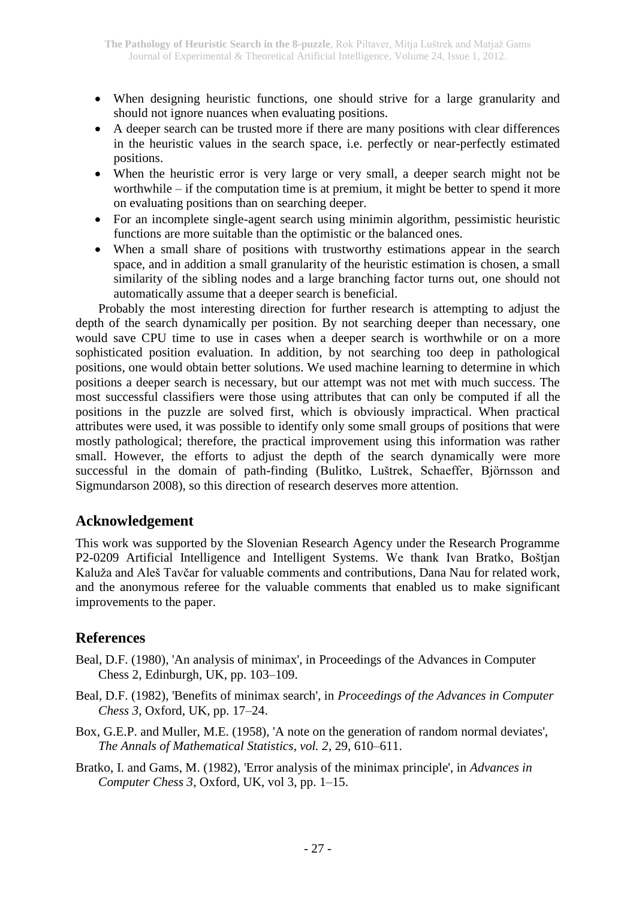- When designing heuristic functions, one should strive for a large granularity and should not ignore nuances when evaluating positions.
- A deeper search can be trusted more if there are many positions with clear differences in the heuristic values in the search space, i.e. perfectly or near-perfectly estimated positions.
- When the heuristic error is very large or very small, a deeper search might not be worthwhile – if the computation time is at premium, it might be better to spend it more on evaluating positions than on searching deeper.
- For an incomplete single-agent search using minimin algorithm, pessimistic heuristic functions are more suitable than the optimistic or the balanced ones.
- When a small share of positions with trustworthy estimations appear in the search space, and in addition a small granularity of the heuristic estimation is chosen, a small similarity of the sibling nodes and a large branching factor turns out, one should not automatically assume that a deeper search is beneficial.

Probably the most interesting direction for further research is attempting to adjust the depth of the search dynamically per position. By not searching deeper than necessary, one would save CPU time to use in cases when a deeper search is worthwhile or on a more sophisticated position evaluation. In addition, by not searching too deep in pathological positions, one would obtain better solutions. We used machine learning to determine in which positions a deeper search is necessary, but our attempt was not met with much success. The most successful classifiers were those using attributes that can only be computed if all the positions in the puzzle are solved first, which is obviously impractical. When practical attributes were used, it was possible to identify only some small groups of positions that were mostly pathological; therefore, the practical improvement using this information was rather small. However, the efforts to adjust the depth of the search dynamically were more successful in the domain of path-finding (Bulitko, Luštrek, Schaeffer, Björnsson and Sigmundarson 2008), so this direction of research deserves more attention.

## Acknowledgement

This work was supported by the Slovenian Research Agency under the Research Programme P2-0209 Artificial Intelligence and Intelligent Systems. We thank Ivan Bratko, Boštjan Kaluža and Aleš Tavčar for valuable comments and contributions, Dana Nau for related work, and the anonymous referee for the valuable comments that enabled us to make significant improvements to the paper.

## References

Beal, D.F. (1980), 'An analysis of minimax', in Proceedings of the Advances in Computer Chess 2, Edinburgh, UK, pp. 103–109.

Beal, D.F. (1982), 'Benefits of minimax search', in *Proceedings of the Advances in Computer Chess 3*, Oxford, UK, pp. 17–24.

Box, G.E.P. and Muller, M.E. (1958), 'A note on the generation of random normal deviates', *The Annals of Mathematical Statistics, vol. 2*, 29, 610–611.

Bratko, I. and Gams, M. (1982), 'Error analysis of the minimax principle', in *Advances in Computer Chess 3*, Oxford, UK, vol 3, pp. 1–15.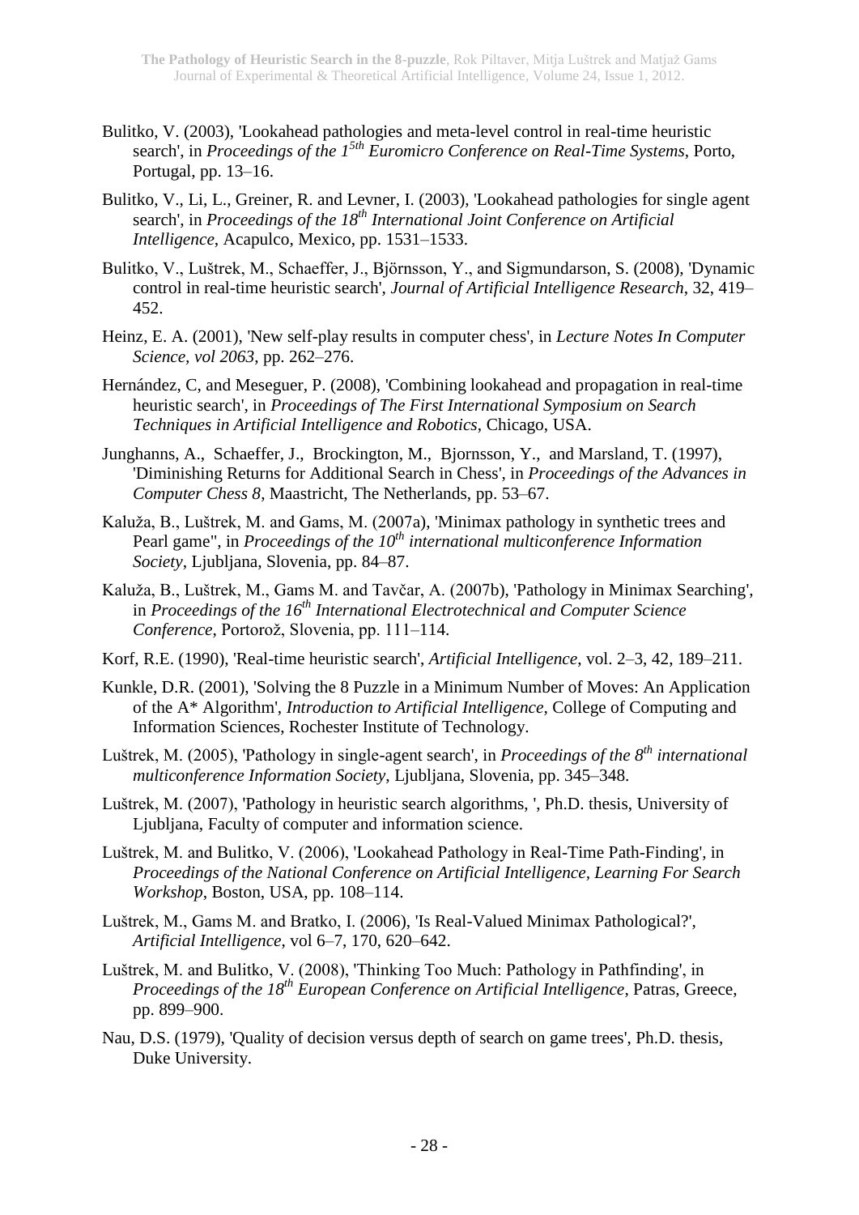Bulitko, V. (2003), 'Lookahead pathologies and meta-level control in real-time heuristic search', in *Proceedings of the 1[5th] Euromicro Conference on Real-Time Systems*, Porto, Portugal, pp. 13–16.

Bulitko, V., Li, L., Greiner, R. and Levner, I. (2003), 'Lookahead pathologies for single agent search', in *Proceedings of the 18[th] International Joint Conference on Artificial Intelligence*, Acapulco, Mexico, pp. 1531–1533.

Bulitko, V., Luštrek, M., Schaeffer, J., Björnsson, Y., and Sigmundarson, S. (2008), 'Dynamic control in real-time heuristic search', *Journal of Artificial Intelligence Research*, 32, 419–452.

Heinz, E. A. (2001), 'New self-play results in computer chess', in *Lecture Notes In Computer Science, vol 2063*, pp. 262–276.

Hernández, C, and Meseguer, P. (2008), 'Combining lookahead and propagation in real-time heuristic search', in *Proceedings of The First International Symposium on Search Techniques in Artificial Intelligence and Robotics*, Chicago, USA.

Junghanns, A., Schaeffer, J., Brockington, M., Bjornsson, Y., and Marsland, T. (1997), 'Diminishing Returns for Additional Search in Chess', in *Proceedings of the Advances in Computer Chess 8*, Maastricht, The Netherlands, pp. 53–67.

Kaluža, B., Luštrek, M. and Gams, M. (2007a), 'Minimax pathology in synthetic trees and Pearl game'', in *Proceedings of the 10[th] international multiconference Information Society*, Ljubljana, Slovenia, pp. 84–87.

Kaluža, B., Luštrek, M., Gams M. and Tavčar, A. (2007b), 'Pathology in Minimax Searching', in *Proceedings of the 16[th] International Electrotechnical and Computer Science Conference*, Portorož, Slovenia, pp. 111–114.

Korf, R.E. (1990), 'Real-time heuristic search', *Artificial Intelligence*, vol. 2–3, 42, 189–211.

Kunkle, D.R. (2001), 'Solving the 8 Puzzle in a Minimum Number of Moves: An Application of the A* Algorithm', *Introduction to Artificial Intelligence*, College of Computing and Information Sciences, Rochester Institute of Technology.

Luštrek, M. (2005), 'Pathology in single-agent search', in *Proceedings of the 8[th] international multiconference Information Society*, Ljubljana, Slovenia, pp. 345–348.

Luštrek, M. (2007), 'Pathology in heuristic search algorithms, ', Ph.D. thesis, University of Ljubljana, Faculty of computer and information science.

Luštrek, M. and Bulitko, V. (2006), 'Lookahead Pathology in Real-Time Path-Finding', in *Proceedings of the National Conference on Artificial Intelligence, Learning For Search Workshop*, Boston, USA, pp. 108–114.

Luštrek, M., Gams M. and Bratko, I. (2006), 'Is Real-Valued Minimax Pathological?', *Artificial Intelligence*, vol 6–7, 170, 620–642.

Luštrek, M. and Bulitko, V. (2008), 'Thinking Too Much: Pathology in Pathfinding', in *Proceedings of the 18[th] European Conference on Artificial Intelligence*, Patras, Greece, pp. 899–900.

Nau, D.S. (1979), 'Quality of decision versus depth of search on game trees', Ph.D. thesis, Duke University.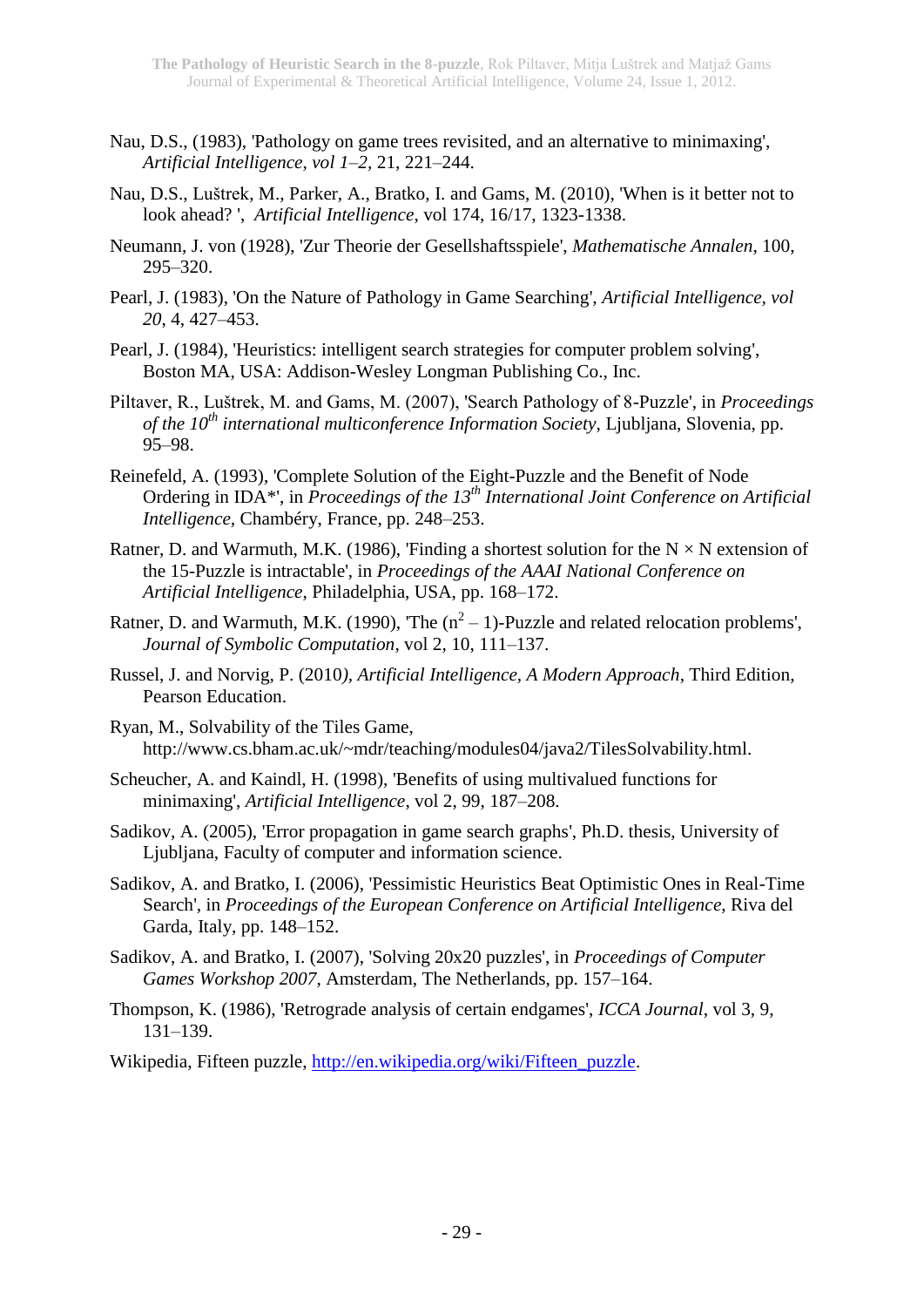Nau, D.S., (1983), 'Pathology on game trees revisited, and an alternative to minimaxing', *Artificial Intelligence, vol 1–2*, 21, 221–244.

Nau, D.S., Luštrek, M., Parker, A., Bratko, I. and Gams, M. (2010), 'When is it better not to look ahead? ', *Artificial Intelligence*, vol 174, 16/17, 1323-1338.

Neumann, J. von (1928), 'Zur Theorie der Gesellshaftsspiele', *Mathematische Annalen*, 100, 295–320.

Pearl, J. (1983), 'On the Nature of Pathology in Game Searching', *Artificial Intelligence, vol 20*, 4, 427–453.

Pearl, J. (1984), 'Heuristics: intelligent search strategies for computer problem solving', Boston MA, USA: Addison-Wesley Longman Publishing Co., Inc.

Piltaver, R., Luštrek, M. and Gams, M. (2007), 'Search Pathology of 8-Puzzle', in *Proceedings of the 10th international multiconference Information Society*, Ljubljana, Slovenia, pp. 95–98.

Reinefeld, A. (1993), 'Complete Solution of the Eight-Puzzle and the Benefit of Node Ordering in IDA*', in *Proceedings of the 13th International Joint Conference on Artificial Intelligence*, Chambéry, France, pp. 248–253.

Ratner, D. and Warmuth, M.K. (1986), 'Finding a shortest solution for the N × N extension of the 15-Puzzle is intractable', in *Proceedings of the AAAI National Conference on Artificial Intelligence*, Philadelphia, USA, pp. 168–172.

Ratner, D. and Warmuth, M.K. (1990), 'The ($n^2 – 1$)-Puzzle and related relocation problems', *Journal of Symbolic Computation*, vol 2, 10, 111–137.

Russel, J. and Norvig, P. (2010), *Artificial Intelligence, A Modern Approach*, Third Edition, Pearson Education.

Ryan, M., Solvability of the Tiles Game, http://www.cs.bham.ac.uk/~mdr/teaching/modules04/java2/TilesSolvability.html.

Scheucher, A. and Kaindl, H. (1998), 'Benefits of using multivalued functions for minimaxing', *Artificial Intelligence*, vol 2, 99, 187–208.

Sadikov, A. (2005), 'Error propagation in game search graphs', Ph.D. thesis, University of Ljubljana, Faculty of computer and information science.

Sadikov, A. and Bratko, I. (2006), 'Pessimistic Heuristics Beat Optimistic Ones in Real-Time Search', in *Proceedings of the European Conference on Artificial Intelligence*, Riva del Garda, Italy, pp. 148–152.

Sadikov, A. and Bratko, I. (2007), 'Solving 20x20 puzzles', in *Proceedings of Computer Games Workshop 2007*, Amsterdam, The Netherlands, pp. 157–164.

Thompson, K. (1986), 'Retrograde analysis of certain endgames', *ICCA Journal*, vol 3, 9, 131–139.

Wikipedia, Fifteen puzzle, http://en.wikipedia.org/wiki/Fifteen_puzzle.